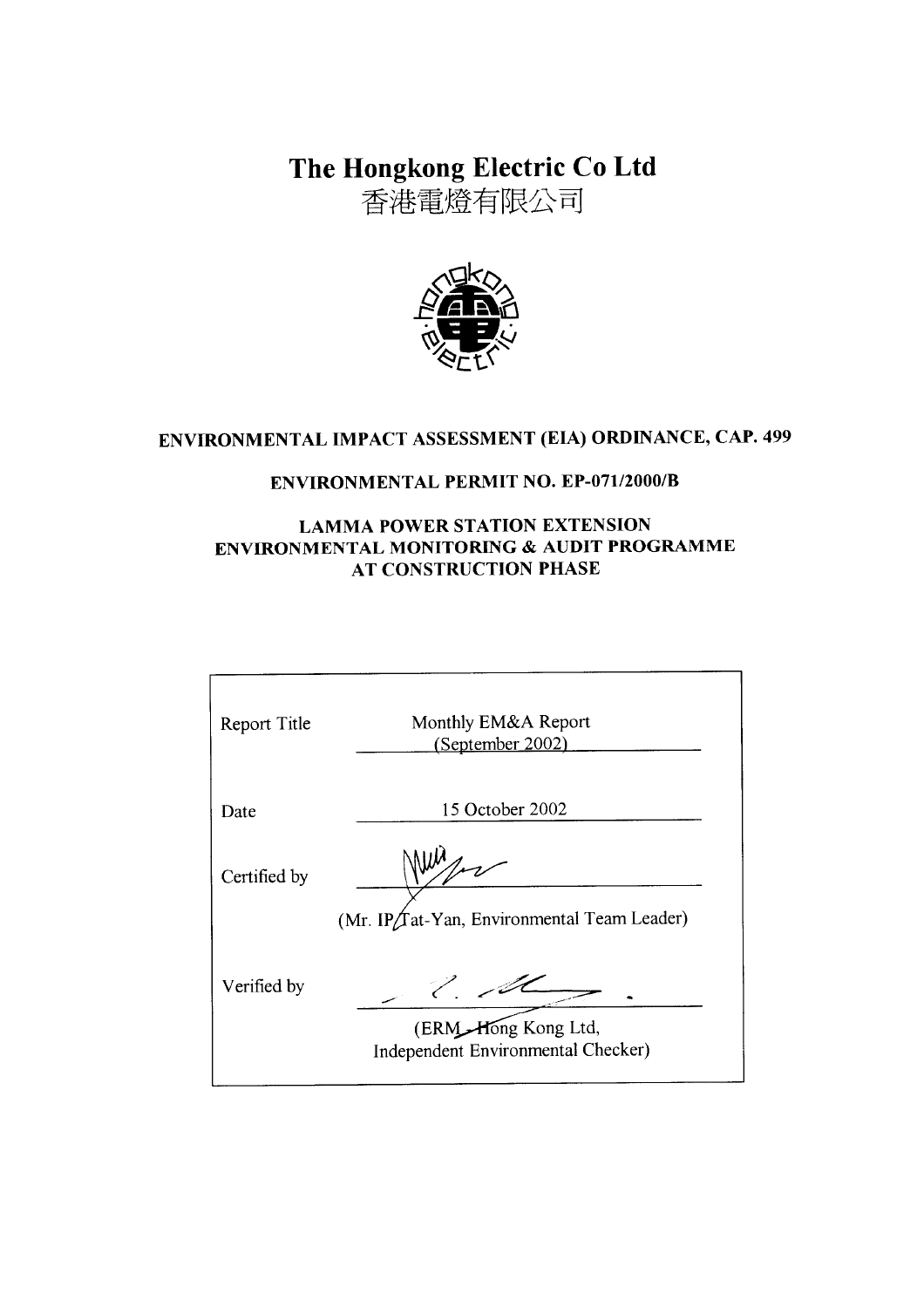# The Hongkong Electric Co Ltd

香港電燈有限公司

**ENVIRONMENTAL IMPACT ASSESSMENT (EIA) ORDINANCE, CAP. 499**

**ENVIRONMENTAL PERMIT NO. EP-071/2000/B**

**LAMMA POWER STATION EXTENSION**
**ENVIRONMENTAL MONITORING & AUDIT PROGRAMME**
**AT CONSTRUCTION PHASE**

| | |
|---|---|
| Report Title | Monthly EM&A Report (September 2002) |
| Date | 15 October 2002 |
| Certified by | (Mr. IP Tat-Yan, Environmental Team Leader) |
| Verified by | (ERM - Hong Kong Ltd, Independent Environmental Checker) |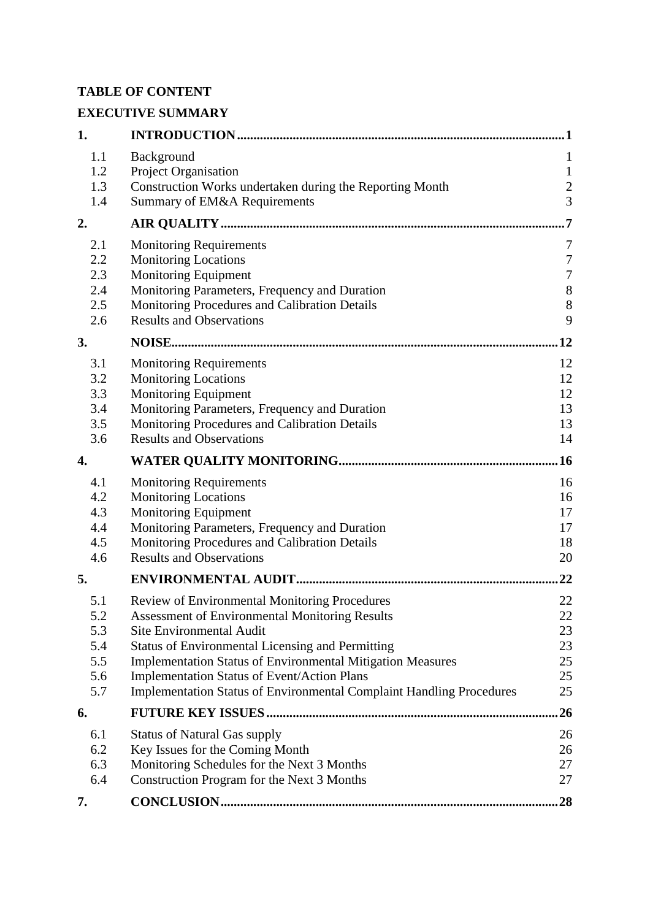**TABLE OF CONTENT**

**EXECUTIVE SUMMARY**

| | | |
|---|---|---|
| **1.** | **INTRODUCTION** | **1** |
| 1.1 | Background | 1 |
| 1.2 | Project Organisation | 1 |
| 1.3 | Construction Works undertaken during the Reporting Month | 2 |
| 1.4 | Summary of EM&A Requirements | 3 |
| **2.** | **AIR QUALITY** | **7** |
| 2.1 | Monitoring Requirements | 7 |
| 2.2 | Monitoring Locations | 7 |
| 2.3 | Monitoring Equipment | 7 |
| 2.4 | Monitoring Parameters, Frequency and Duration | 8 |
| 2.5 | Monitoring Procedures and Calibration Details | 8 |
| 2.6 | Results and Observations | 9 |
| **3.** | **NOISE** | **12** |
| 3.1 | Monitoring Requirements | 12 |
| 3.2 | Monitoring Locations | 12 |
| 3.3 | Monitoring Equipment | 12 |
| 3.4 | Monitoring Parameters, Frequency and Duration | 13 |
| 3.5 | Monitoring Procedures and Calibration Details | 13 |
| 3.6 | Results and Observations | 14 |
| **4.** | **WATER QUALITY MONITORING** | **16** |
| 4.1 | Monitoring Requirements | 16 |
| 4.2 | Monitoring Locations | 16 |
| 4.3 | Monitoring Equipment | 17 |
| 4.4 | Monitoring Parameters, Frequency and Duration | 17 |
| 4.5 | Monitoring Procedures and Calibration Details | 18 |
| 4.6 | Results and Observations | 20 |
| **5.** | **ENVIRONMENTAL AUDIT** | **22** |
| 5.1 | Review of Environmental Monitoring Procedures | 22 |
| 5.2 | Assessment of Environmental Monitoring Results | 22 |
| 5.3 | Site Environmental Audit | 23 |
| 5.4 | Status of Environmental Licensing and Permitting | 23 |
| 5.5 | Implementation Status of Environmental Mitigation Measures | 25 |
| 5.6 | Implementation Status of Event/Action Plans | 25 |
| 5.7 | Implementation Status of Environmental Complaint Handling Procedures | 25 |
| **6.** | **FUTURE KEY ISSUES** | **26** |
| 6.1 | Status of Natural Gas supply | 26 |
| 6.2 | Key Issues for the Coming Month | 26 |
| 6.3 | Monitoring Schedules for the Next 3 Months | 27 |
| 6.4 | Construction Program for the Next 3 Months | 27 |
| **7.** | **CONCLUSION** | **28** |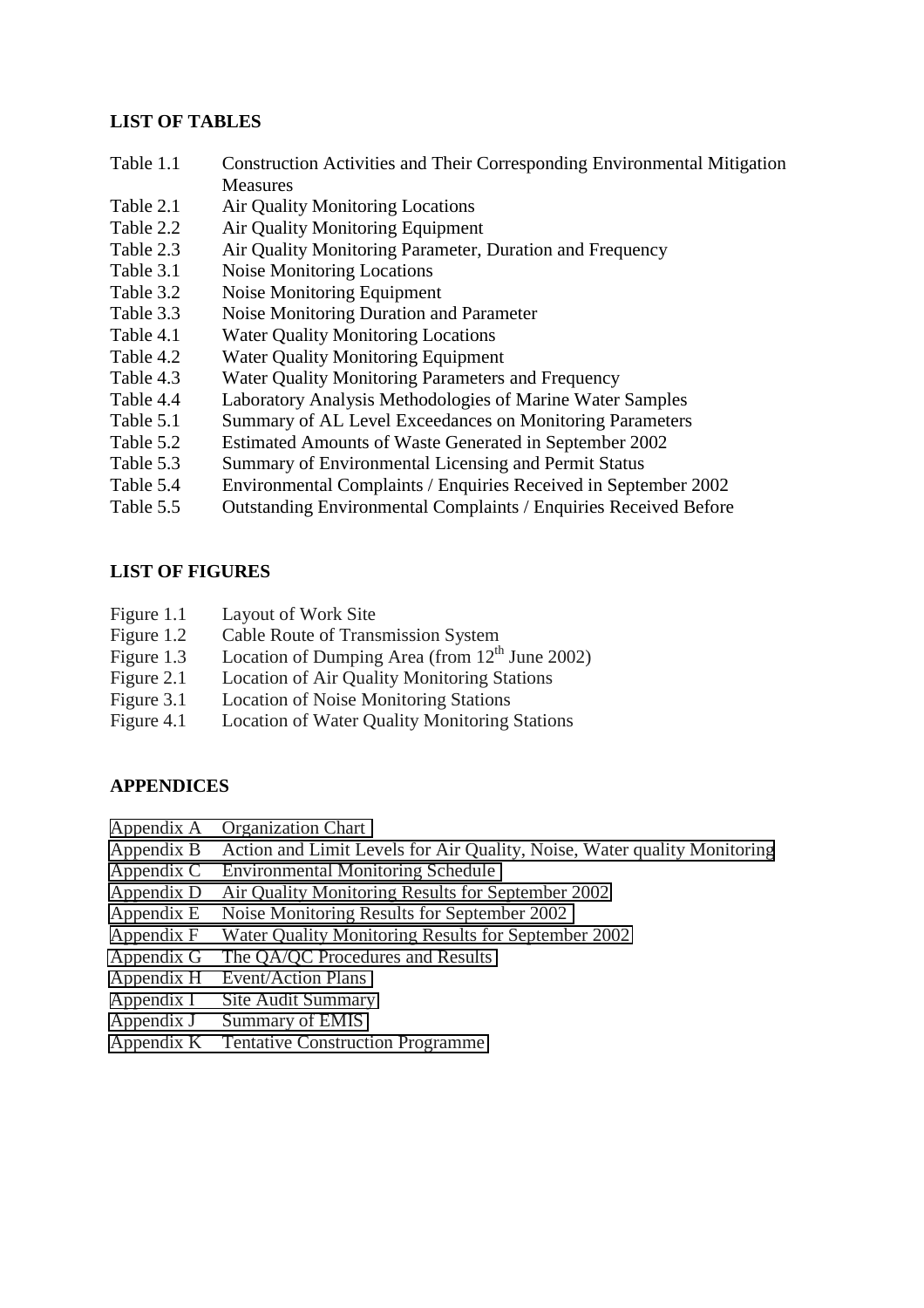## LIST OF TABLES

Table 1.1 Construction Activities and Their Corresponding Environmental Mitigation Measures
Table 2.1 Air Quality Monitoring Locations
Table 2.2 Air Quality Monitoring Equipment
Table 2.3 Air Quality Monitoring Parameter, Duration and Frequency
Table 3.1 Noise Monitoring Locations
Table 3.2 Noise Monitoring Equipment
Table 3.3 Noise Monitoring Duration and Parameter
Table 4.1 Water Quality Monitoring Locations
Table 4.2 Water Quality Monitoring Equipment
Table 4.3 Water Quality Monitoring Parameters and Frequency
Table 4.4 Laboratory Analysis Methodologies of Marine Water Samples
Table 5.1 Summary of AL Level Exceedances on Monitoring Parameters
Table 5.2 Estimated Amounts of Waste Generated in September 2002
Table 5.3 Summary of Environmental Licensing and Permit Status
Table 5.4 Environmental Complaints / Enquiries Received in September 2002
Table 5.5 Outstanding Environmental Complaints / Enquiries Received Before

## LIST OF FIGURES

Figure 1.1 Layout of Work Site
Figure 1.2 Cable Route of Transmission System
Figure 1.3 Location of Dumping Area (from 12th June 2002)
Figure 2.1 Location of Air Quality Monitoring Stations
Figure 3.1 Location of Noise Monitoring Stations
Figure 4.1 Location of Water Quality Monitoring Stations

## APPENDICES

Appendix A Organization Chart
Appendix B Action and Limit Levels for Air Quality, Noise, Water quality Monitoring
Appendix C Environmental Monitoring Schedule
Appendix D Air Quality Monitoring Results for September 2002
Appendix E Noise Monitoring Results for September 2002
Appendix F Water Quality Monitoring Results for September 2002
Appendix G The QA/QC Procedures and Results
Appendix H Event/Action Plans
Appendix I Site Audit Summary
Appendix J Summary of EMIS
Appendix K Tentative Construction Programme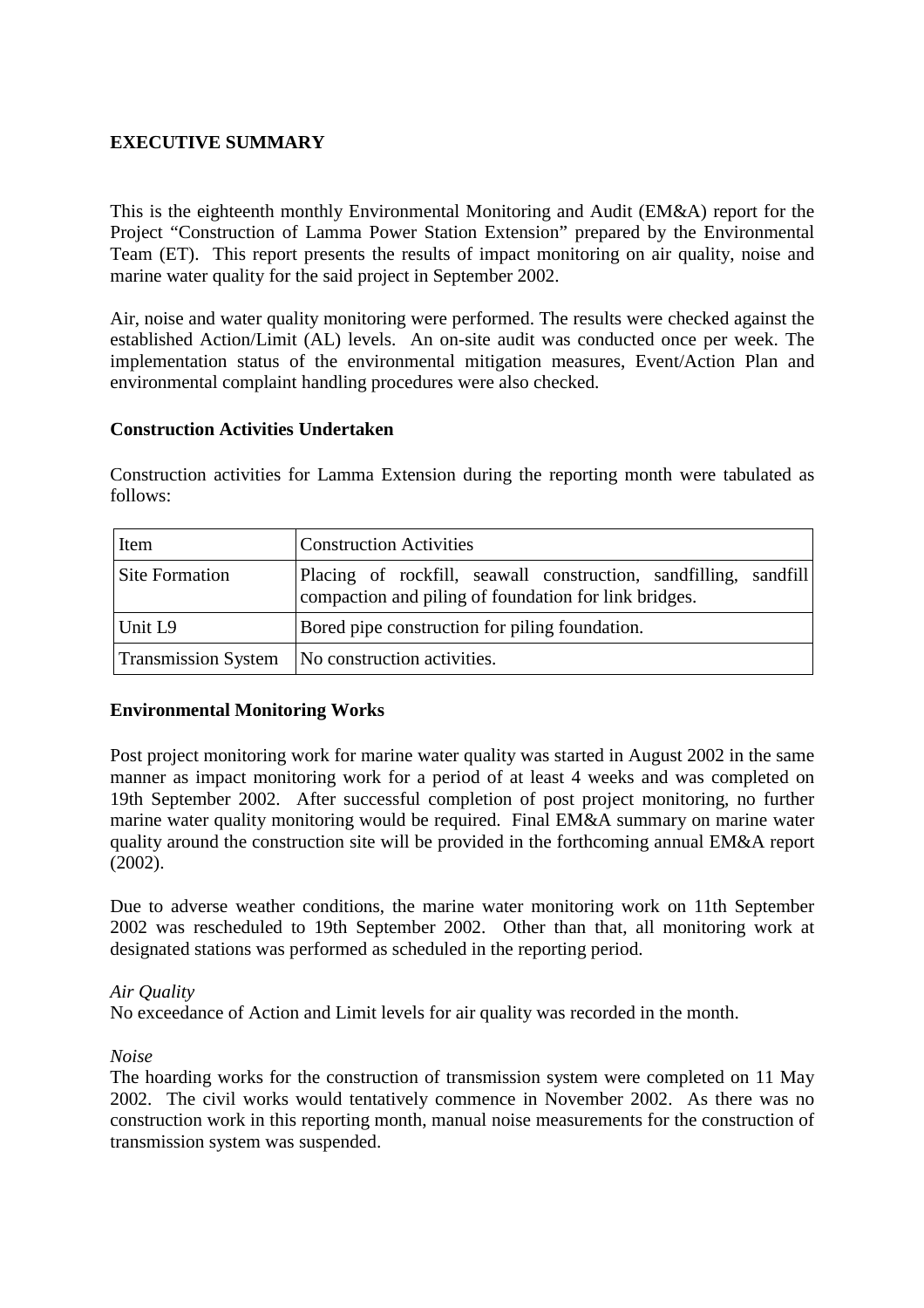## EXECUTIVE SUMMARY

This is the eighteenth monthly Environmental Monitoring and Audit (EM&A) report for the Project "Construction of Lamma Power Station Extension" prepared by the Environmental Team (ET). This report presents the results of impact monitoring on air quality, noise and marine water quality for the said project in September 2002.

Air, noise and water quality monitoring were performed. The results were checked against the established Action/Limit (AL) levels. An on-site audit was conducted once per week. The implementation status of the environmental mitigation measures, Event/Action Plan and environmental complaint handling procedures were also checked.

### Construction Activities Undertaken

Construction activities for Lamma Extension during the reporting month were tabulated as follows:

| Item | Construction Activities |
|---|---|
| Site Formation | Placing of rockfill, seawall construction, sandfilling, sandfill compaction and piling of foundation for link bridges. |
| Unit L9 | Bored pipe construction for piling foundation. |
| Transmission System | No construction activities. |

### Environmental Monitoring Works

Post project monitoring work for marine water quality was started in August 2002 in the same manner as impact monitoring work for a period of at least 4 weeks and was completed on 19th September 2002. After successful completion of post project monitoring, no further marine water quality monitoring would be required. Final EM&A summary on marine water quality around the construction site will be provided in the forthcoming annual EM&A report (2002).

Due to adverse weather conditions, the marine water monitoring work on 11th September 2002 was rescheduled to 19th September 2002. Other than that, all monitoring work at designated stations was performed as scheduled in the reporting period.

*Air Quality*

No exceedance of Action and Limit levels for air quality was recorded in the month.

*Noise*

The hoarding works for the construction of transmission system were completed on 11 May 2002. The civil works would tentatively commence in November 2002. As there was no construction work in this reporting month, manual noise measurements for the construction of transmission system was suspended.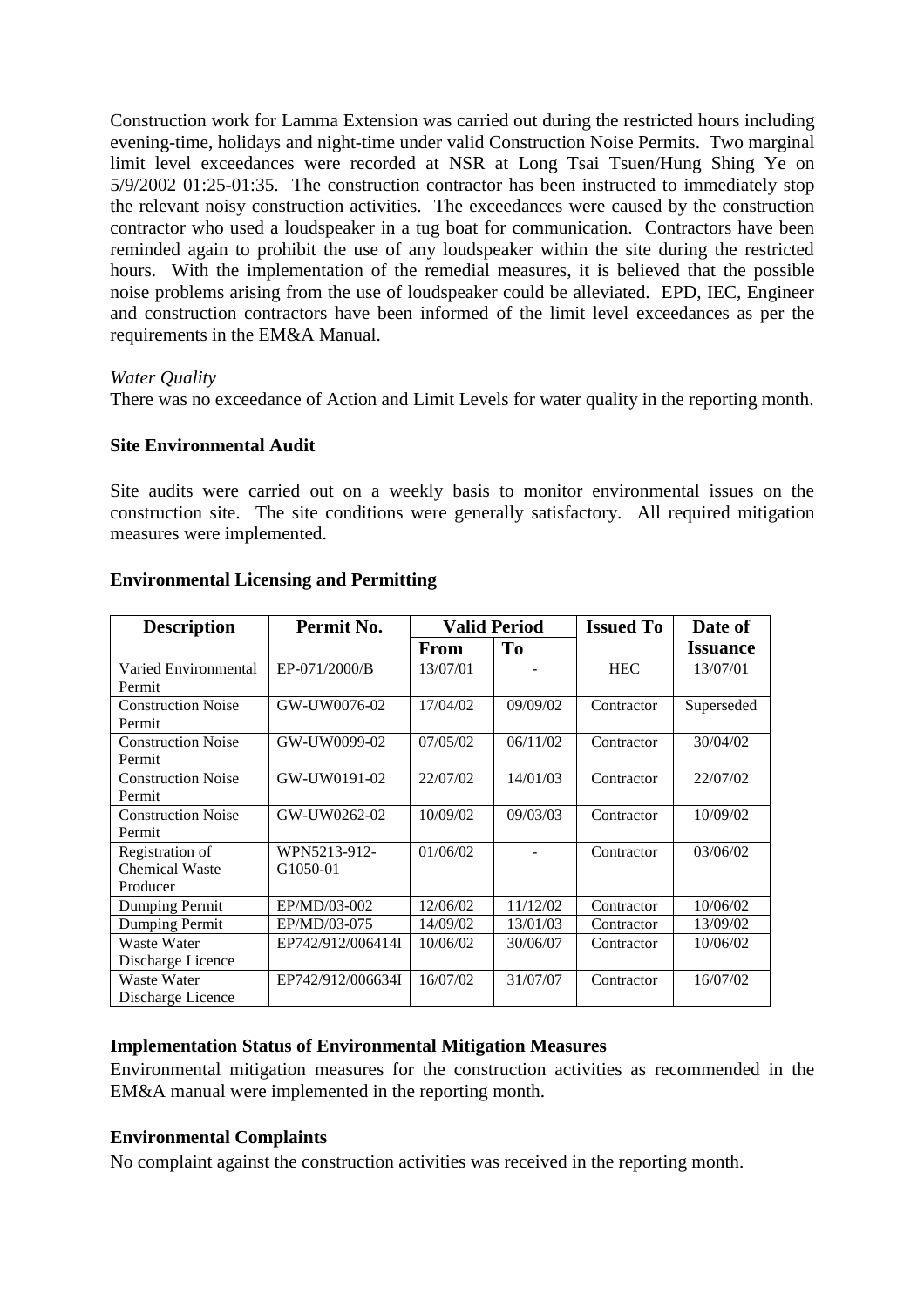Construction work for Lamma Extension was carried out during the restricted hours including evening-time, holidays and night-time under valid Construction Noise Permits. Two marginal limit level exceedances were recorded at NSR at Long Tsai Tsuen/Hung Shing Ye on 5/9/2002 01:25-01:35. The construction contractor has been instructed to immediately stop the relevant noisy construction activities. The exceedances were caused by the construction contractor who used a loudspeaker in a tug boat for communication. Contractors have been reminded again to prohibit the use of any loudspeaker within the site during the restricted hours. With the implementation of the remedial measures, it is believed that the possible noise problems arising from the use of loudspeaker could be alleviated. EPD, IEC, Engineer and construction contractors have been informed of the limit level exceedances as per the requirements in the EM&A Manual.

*Water Quality*

There was no exceedance of Action and Limit Levels for water quality in the reporting month.

**Site Environmental Audit**

Site audits were carried out on a weekly basis to monitor environmental issues on the construction site. The site conditions were generally satisfactory. All required mitigation measures were implemented.

**Environmental Licensing and Permitting**

| Description | Permit No. | Valid Period | | Issued To | Date of Issuance |
|---|---|---|---|---|---|
| | | From | To | | |
| Varied Environmental Permit | EP-071/2000/B | 13/07/01 | - | HEC | 13/07/01 |
| Construction Noise Permit | GW-UW0076-02 | 17/04/02 | 09/09/02 | Contractor | Superseded |
| Construction Noise Permit | GW-UW0099-02 | 07/05/02 | 06/11/02 | Contractor | 30/04/02 |
| Construction Noise Permit | GW-UW0191-02 | 22/07/02 | 14/01/03 | Contractor | 22/07/02 |
| Construction Noise Permit | GW-UW0262-02 | 10/09/02 | 09/03/03 | Contractor | 10/09/02 |
| Registration of Chemical Waste Producer | WPN5213-912-G1050-01 | 01/06/02 | - | Contractor | 03/06/02 |
| Dumping Permit | EP/MD/03-002 | 12/06/02 | 11/12/02 | Contractor | 10/06/02 |
| Dumping Permit | EP/MD/03-075 | 14/09/02 | 13/01/03 | Contractor | 13/09/02 |
| Waste Water Discharge Licence | EP742/912/006414I | 10/06/02 | 30/06/07 | Contractor | 10/06/02 |
| Waste Water Discharge Licence | EP742/912/006634I | 16/07/02 | 31/07/07 | Contractor | 16/07/02 |

**Implementation Status of Environmental Mitigation Measures**

Environmental mitigation measures for the construction activities as recommended in the EM&A manual were implemented in the reporting month.

**Environmental Complaints**

No complaint against the construction activities was received in the reporting month.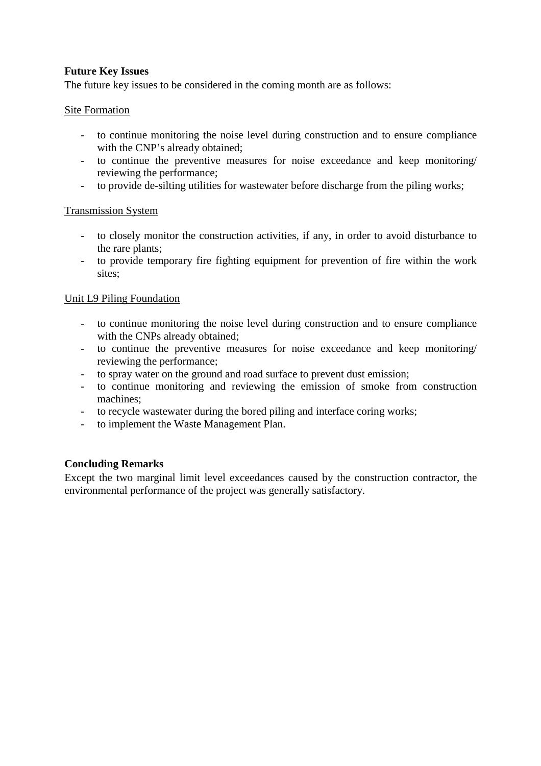**Future Key Issues**

The future key issues to be considered in the coming month are as follows:

Site Formation

- to continue monitoring the noise level during construction and to ensure compliance with the CNP's already obtained;
- to continue the preventive measures for noise exceedance and keep monitoring/ reviewing the performance;
- to provide de-silting utilities for wastewater before discharge from the piling works;

Transmission System

- to closely monitor the construction activities, if any, in order to avoid disturbance to the rare plants;
- to provide temporary fire fighting equipment for prevention of fire within the work sites;

Unit L9 Piling Foundation

- to continue monitoring the noise level during construction and to ensure compliance with the CNPs already obtained;
- to continue the preventive measures for noise exceedance and keep monitoring/ reviewing the performance;
- to spray water on the ground and road surface to prevent dust emission;
- to continue monitoring and reviewing the emission of smoke from construction machines;
- to recycle wastewater during the bored piling and interface coring works;
- to implement the Waste Management Plan.

**Concluding Remarks**

Except the two marginal limit level exceedances caused by the construction contractor, the environmental performance of the project was generally satisfactory.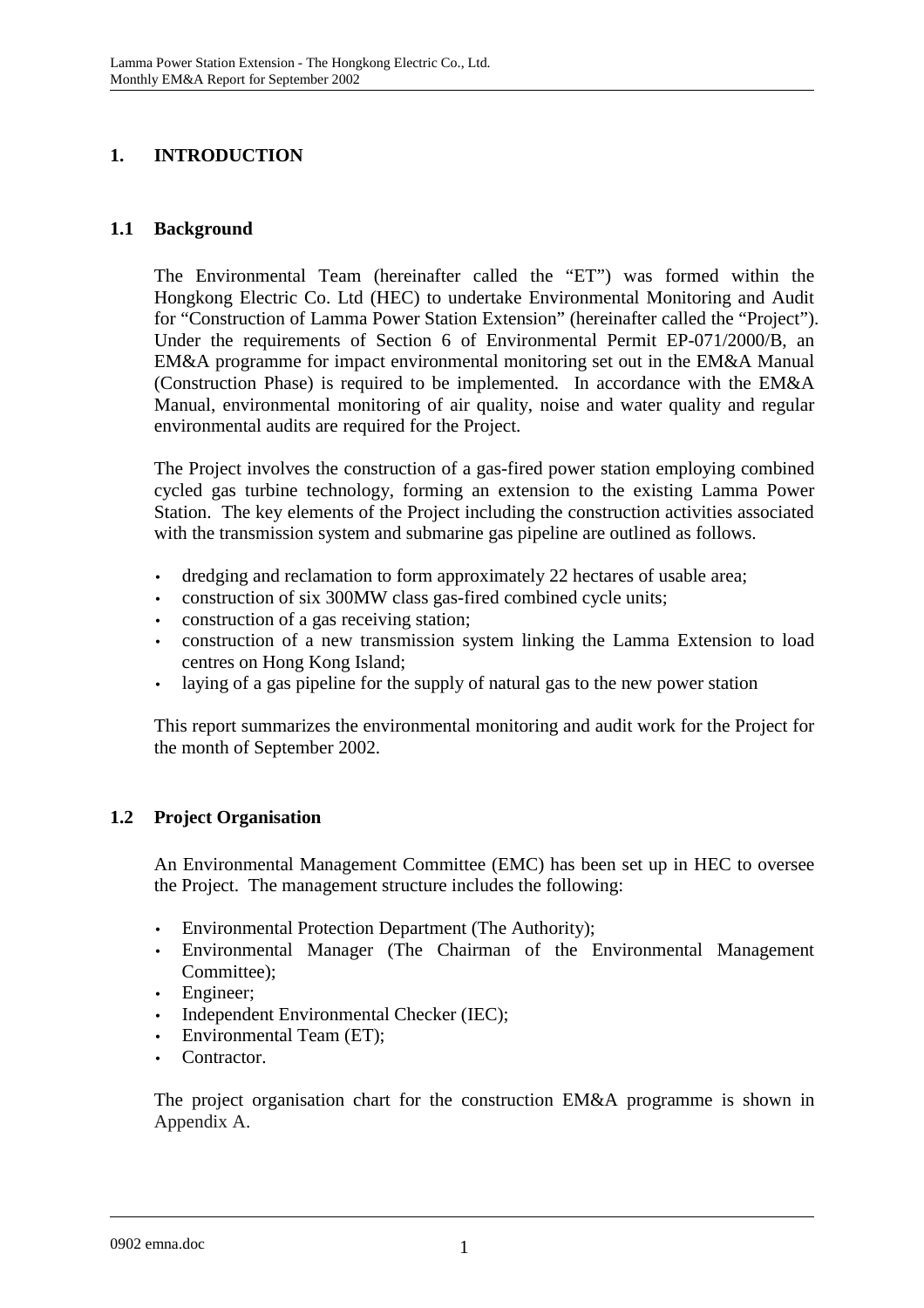# 1. INTRODUCTION

## 1.1 Background

The Environmental Team (hereinafter called the "ET") was formed within the Hongkong Electric Co. Ltd (HEC) to undertake Environmental Monitoring and Audit for "Construction of Lamma Power Station Extension" (hereinafter called the "Project"). Under the requirements of Section 6 of Environmental Permit EP-071/2000/B, an EM&A programme for impact environmental monitoring set out in the EM&A Manual (Construction Phase) is required to be implemented. In accordance with the EM&A Manual, environmental monitoring of air quality, noise and water quality and regular environmental audits are required for the Project.

The Project involves the construction of a gas-fired power station employing combined cycled gas turbine technology, forming an extension to the existing Lamma Power Station. The key elements of the Project including the construction activities associated with the transmission system and submarine gas pipeline are outlined as follows.

- dredging and reclamation to form approximately 22 hectares of usable area;
- construction of six 300MW class gas-fired combined cycle units;
- construction of a gas receiving station;
- construction of a new transmission system linking the Lamma Extension to load centres on Hong Kong Island;
- laying of a gas pipeline for the supply of natural gas to the new power station

This report summarizes the environmental monitoring and audit work for the Project for the month of September 2002.

## 1.2 Project Organisation

An Environmental Management Committee (EMC) has been set up in HEC to oversee the Project. The management structure includes the following:

- Environmental Protection Department (The Authority);
- Environmental Manager (The Chairman of the Environmental Management Committee);
- Engineer;
- Independent Environmental Checker (IEC);
- Environmental Team (ET);
- Contractor.

The project organisation chart for the construction EM&A programme is shown in Appendix A.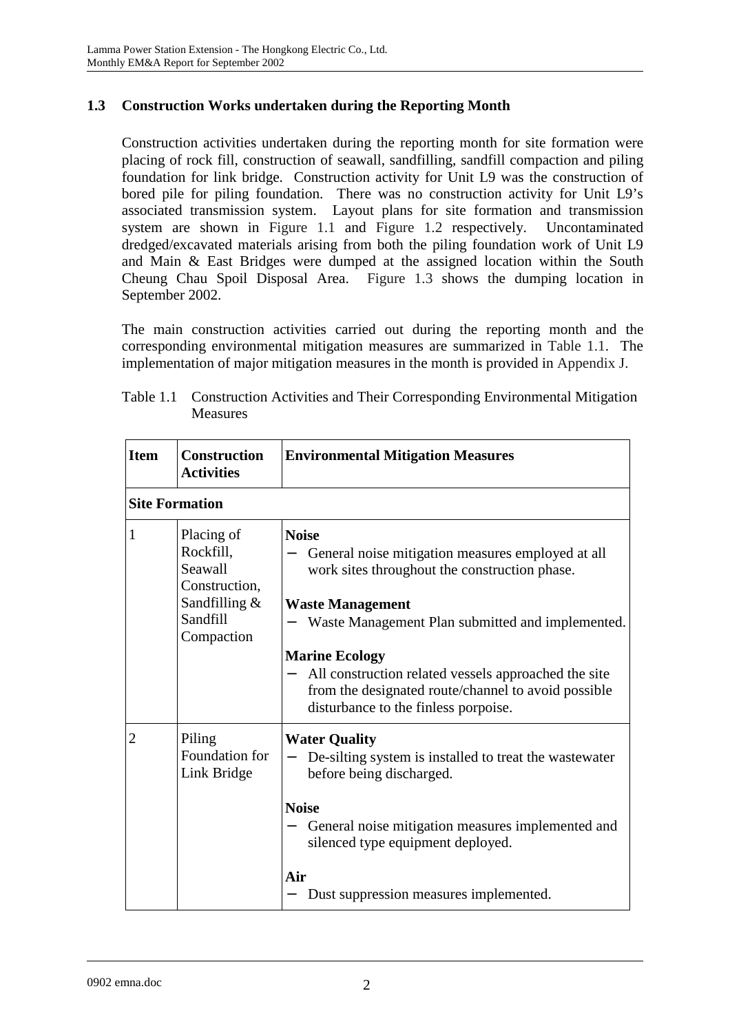### 1.3 Construction Works undertaken during the Reporting Month

Construction activities undertaken during the reporting month for site formation were placing of rock fill, construction of seawall, sandfilling, sandfill compaction and piling foundation for link bridge. Construction activity for Unit L9 was the construction of bored pile for piling foundation. There was no construction activity for Unit L9's associated transmission system. Layout plans for site formation and transmission system are shown in Figure 1.1 and Figure 1.2 respectively. Uncontaminated dredged/excavated materials arising from both the piling foundation work of Unit L9 and Main & East Bridges were dumped at the assigned location within the South Cheung Chau Spoil Disposal Area. Figure 1.3 shows the dumping location in September 2002.

The main construction activities carried out during the reporting month and the corresponding environmental mitigation measures are summarized in Table 1.1. The implementation of major mitigation measures in the month is provided in Appendix J.

Table 1.1 Construction Activities and Their Corresponding Environmental Mitigation Measures

| Item | Construction Activities | Environmental Mitigation Measures |
|---|---|---|
| **Site Formation** | | |
| 1 | Placing of Rockfill, Seawall Construction, Sandfilling & Sandfill Compaction | **Noise**<br>– General noise mitigation measures employed at all work sites throughout the construction phase.<br><br>**Waste Management**<br>– Waste Management Plan submitted and implemented.<br><br>**Marine Ecology**<br>– All construction related vessels approached the site from the designated route/channel to avoid possible disturbance to the finless porpoise. |
| 2 | Piling Foundation for Link Bridge | **Water Quality**<br>– De-silting system is installed to treat the wastewater before being discharged.<br><br>**Noise**<br>– General noise mitigation measures implemented and silenced type equipment deployed.<br><br>**Air**<br>– Dust suppression measures implemented. |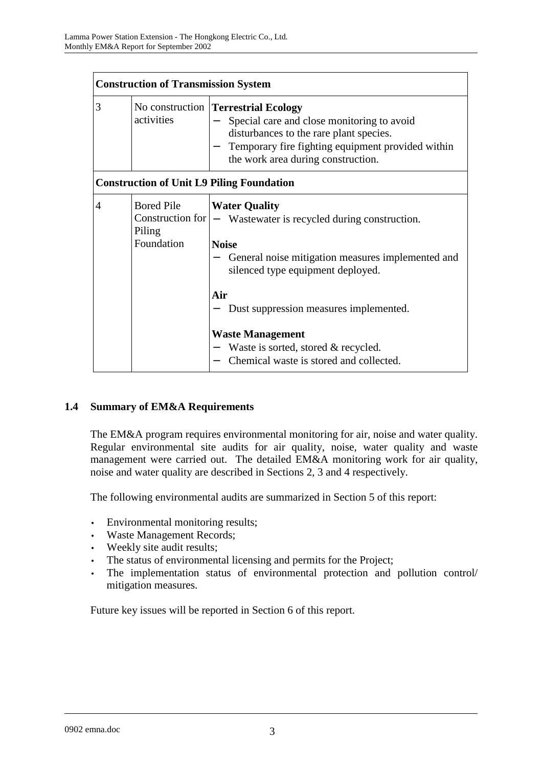| Construction of Transmission System | | |
|---|---|---|
| 3 | No construction activities | **Terrestrial Ecology**<br>− Special care and close monitoring to avoid disturbances to the rare plant species.<br>− Temporary fire fighting equipment provided within the work area during construction. |
| **Construction of Unit L9 Piling Foundation** | | |
| 4 | Bored Pile Construction for Piling Foundation | **Water Quality**<br>− Wastewater is recycled during construction.<br><br>**Noise**<br>− General noise mitigation measures implemented and silenced type equipment deployed.<br><br>**Air**<br>− Dust suppression measures implemented.<br><br>**Waste Management**<br>− Waste is sorted, stored & recycled.<br>− Chemical waste is stored and collected. |

## 1.4 Summary of EM&A Requirements

The EM&A program requires environmental monitoring for air, noise and water quality. Regular environmental site audits for air quality, noise, water quality and waste management were carried out. The detailed EM&A monitoring work for air quality, noise and water quality are described in Sections 2, 3 and 4 respectively.

The following environmental audits are summarized in Section 5 of this report:

- Environmental monitoring results;
- Waste Management Records;
- Weekly site audit results;
- The status of environmental licensing and permits for the Project;
- The implementation status of environmental protection and pollution control/ mitigation measures.

Future key issues will be reported in Section 6 of this report.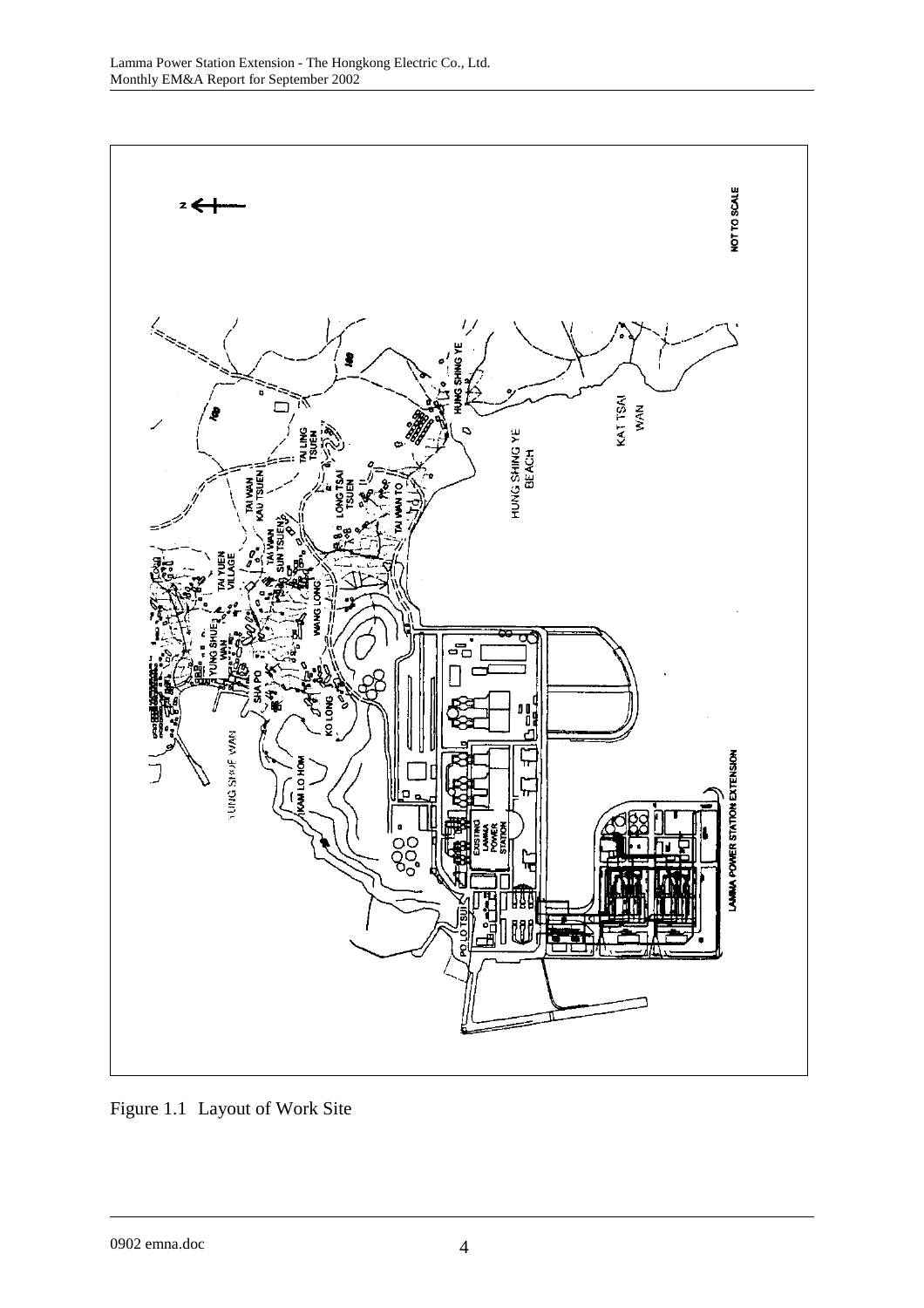Figure 1.1 Layout of Work Site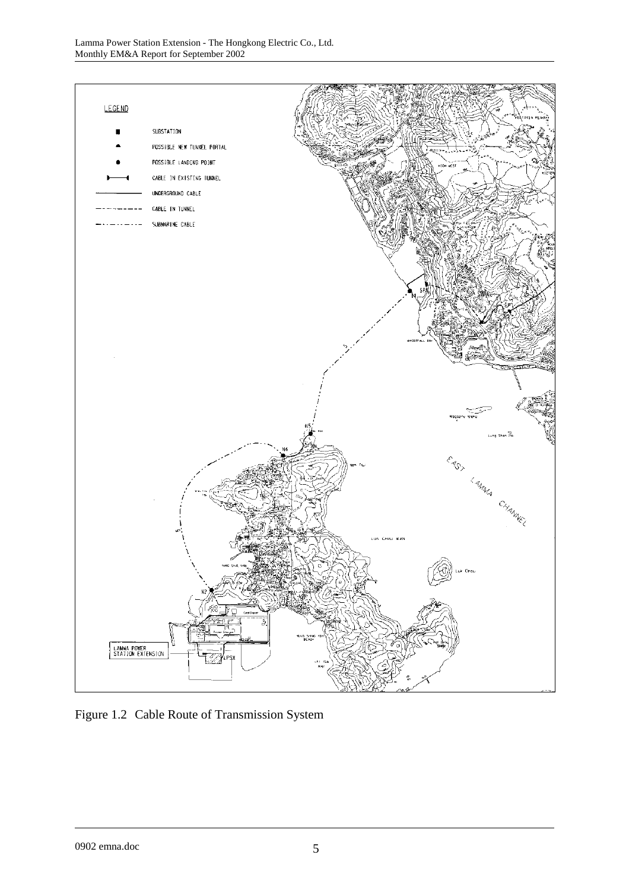Figure 1.2 Cable Route of Transmission System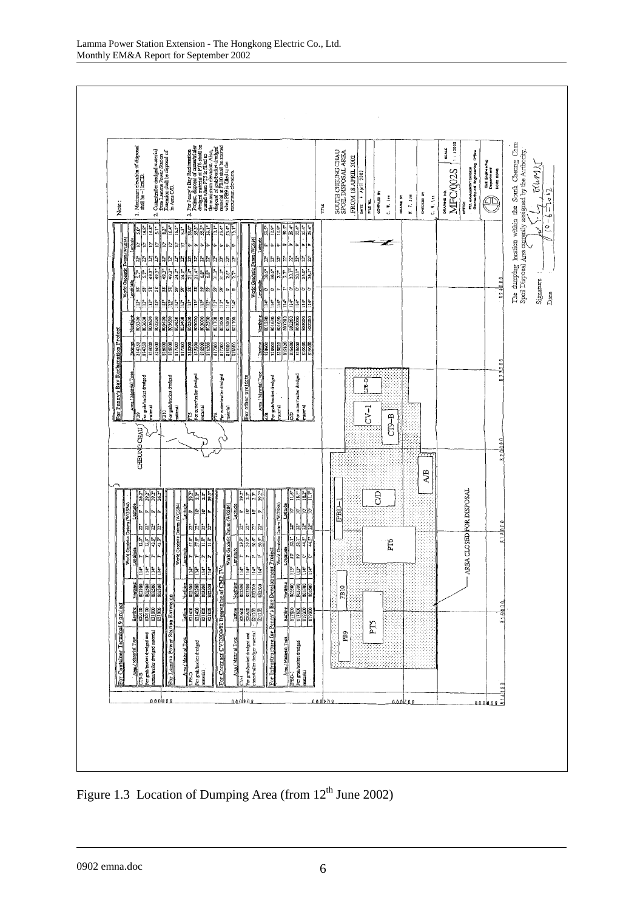Figure 1.3 Location of Dumping Area (from 12th June 2002)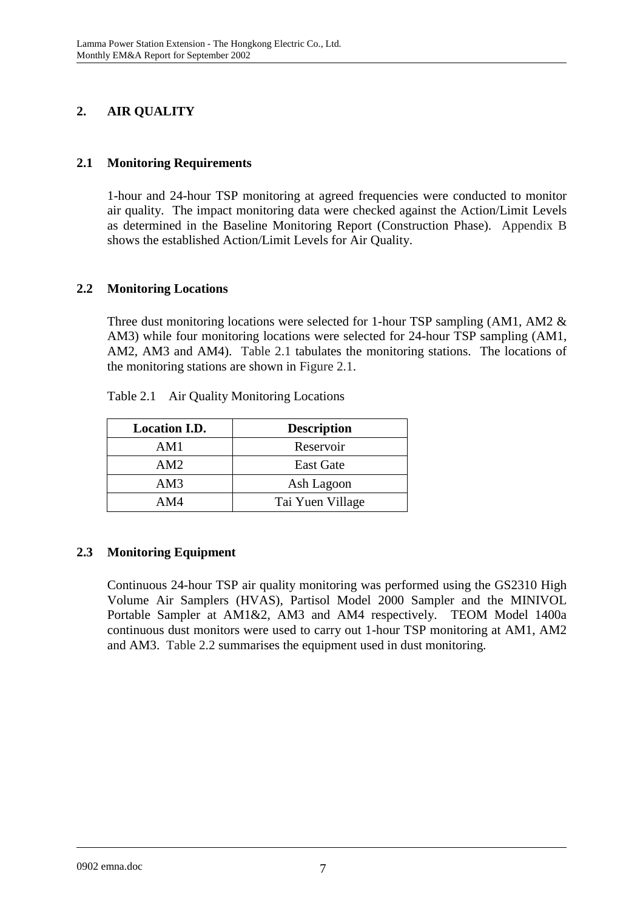## 2. AIR QUALITY

### 2.1 Monitoring Requirements

1-hour and 24-hour TSP monitoring at agreed frequencies were conducted to monitor air quality. The impact monitoring data were checked against the Action/Limit Levels as determined in the Baseline Monitoring Report (Construction Phase). Appendix B shows the established Action/Limit Levels for Air Quality.

### 2.2 Monitoring Locations

Three dust monitoring locations were selected for 1-hour TSP sampling (AM1, AM2 & AM3) while four monitoring locations were selected for 24-hour TSP sampling (AM1, AM2, AM3 and AM4). Table 2.1 tabulates the monitoring stations. The locations of the monitoring stations are shown in Figure 2.1.

Table 2.1 Air Quality Monitoring Locations

| Location I.D. | Description |
|---|---|
| AM1 | Reservoir |
| AM2 | East Gate |
| AM3 | Ash Lagoon |
| AM4 | Tai Yuen Village |

### 2.3 Monitoring Equipment

Continuous 24-hour TSP air quality monitoring was performed using the GS2310 High Volume Air Samplers (HVAS), Partisol Model 2000 Sampler and the MINIVOL Portable Sampler at AM1&2, AM3 and AM4 respectively. TEOM Model 1400a continuous dust monitors were used to carry out 1-hour TSP monitoring at AM1, AM2 and AM3. Table 2.2 summarises the equipment used in dust monitoring.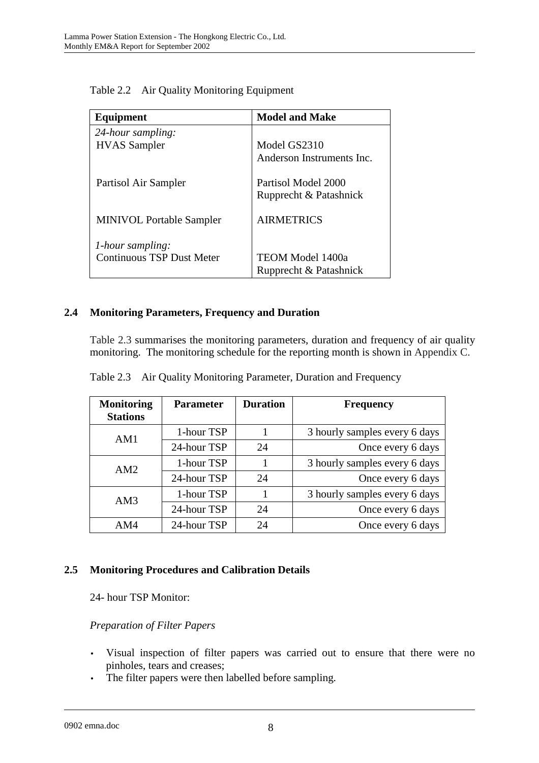Table 2.2 Air Quality Monitoring Equipment

| Equipment | Model and Make |
| --- | --- |
| *24-hour sampling:* | |
| HVAS Sampler | Model GS2310<br>Anderson Instruments Inc. |
| Partisol Air Sampler | Partisol Model 2000<br>Rupprecht & Patashnick |
| MINIVOL Portable Sampler | AIRMETRICS |
| *1-hour sampling:* | |
| Continuous TSP Dust Meter | TEOM Model 1400a<br>Rupprecht & Patashnick |

## 2.4 Monitoring Parameters, Frequency and Duration

Table 2.3 summarises the monitoring parameters, duration and frequency of air quality monitoring. The monitoring schedule for the reporting month is shown in Appendix C.

Table 2.3 Air Quality Monitoring Parameter, Duration and Frequency

| Monitoring Stations | Parameter | Duration | Frequency |
| --- | --- | --- | --- |
| AM1 | 1-hour TSP | 1 | 3 hourly samples every 6 days |
| | 24-hour TSP | 24 | Once every 6 days |
| AM2 | 1-hour TSP | 1 | 3 hourly samples every 6 days |
| | 24-hour TSP | 24 | Once every 6 days |
| AM3 | 1-hour TSP | 1 | 3 hourly samples every 6 days |
| | 24-hour TSP | 24 | Once every 6 days |
| AM4 | 24-hour TSP | 24 | Once every 6 days |

## 2.5 Monitoring Procedures and Calibration Details

24- hour TSP Monitor:

*Preparation of Filter Papers*

- Visual inspection of filter papers was carried out to ensure that there were no pinholes, tears and creases;
- The filter papers were then labelled before sampling.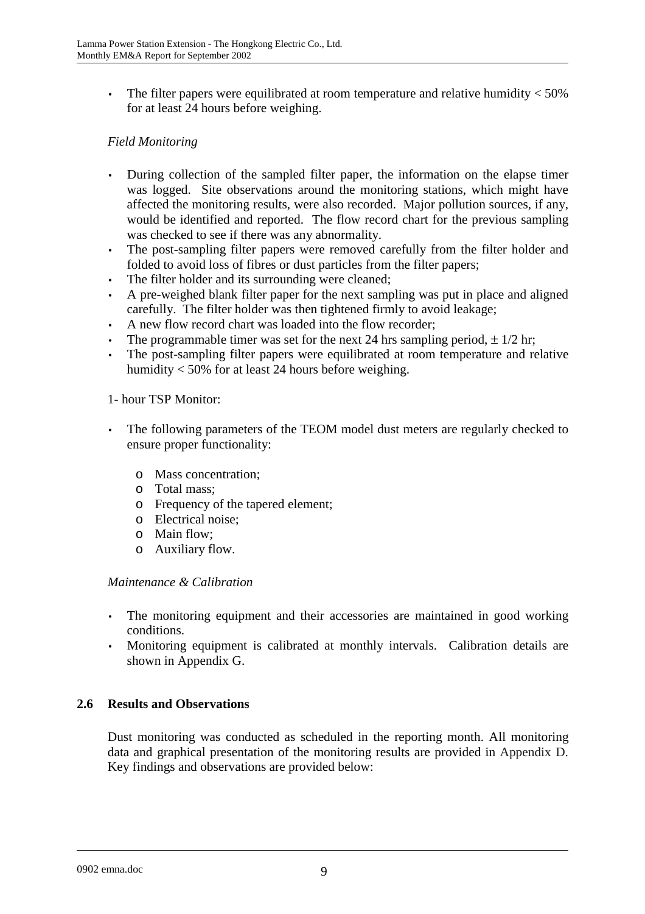- The filter papers were equilibrated at room temperature and relative humidity < 50% for at least 24 hours before weighing.

*Field Monitoring*

- During collection of the sampled filter paper, the information on the elapse timer was logged. Site observations around the monitoring stations, which might have affected the monitoring results, were also recorded. Major pollution sources, if any, would be identified and reported. The flow record chart for the previous sampling was checked to see if there was any abnormality.
- The post-sampling filter papers were removed carefully from the filter holder and folded to avoid loss of fibres or dust particles from the filter papers;
- The filter holder and its surrounding were cleaned;
- A pre-weighed blank filter paper for the next sampling was put in place and aligned carefully. The filter holder was then tightened firmly to avoid leakage;
- A new flow record chart was loaded into the flow recorder;
- The programmable timer was set for the next 24 hrs sampling period, ± 1/2 hr;
- The post-sampling filter papers were equilibrated at room temperature and relative humidity < 50% for at least 24 hours before weighing.

1- hour TSP Monitor:

- The following parameters of the TEOM model dust meters are regularly checked to ensure proper functionality:
  - Mass concentration;
  - Total mass;
  - Frequency of the tapered element;
  - Electrical noise;
  - Main flow;
  - Auxiliary flow.

*Maintenance & Calibration*

- The monitoring equipment and their accessories are maintained in good working conditions.
- Monitoring equipment is calibrated at monthly intervals. Calibration details are shown in Appendix G.

## 2.6 Results and Observations

Dust monitoring was conducted as scheduled in the reporting month. All monitoring data and graphical presentation of the monitoring results are provided in Appendix D. Key findings and observations are provided below: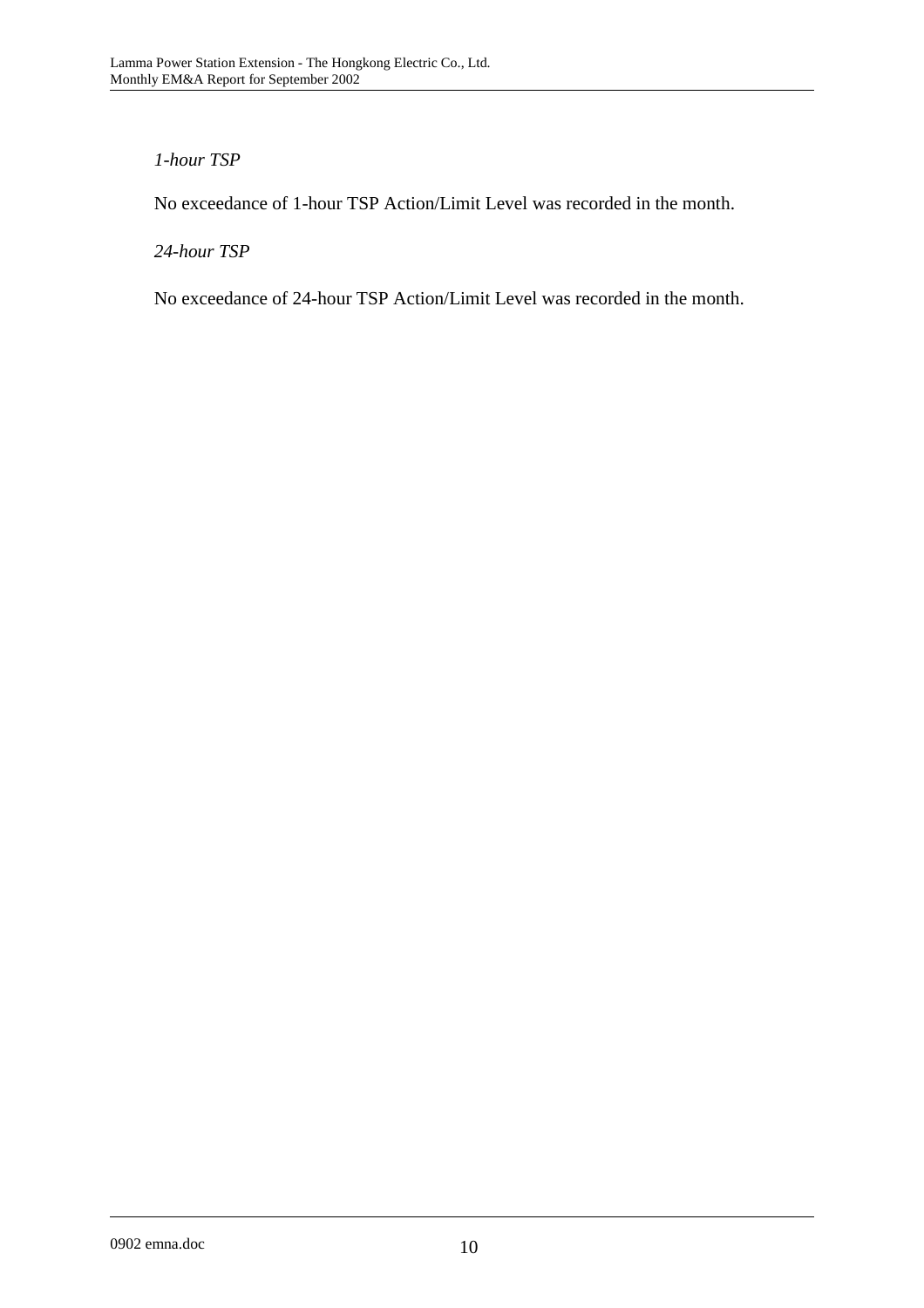*1-hour TSP*

No exceedance of 1-hour TSP Action/Limit Level was recorded in the month.

*24-hour TSP*

No exceedance of 24-hour TSP Action/Limit Level was recorded in the month.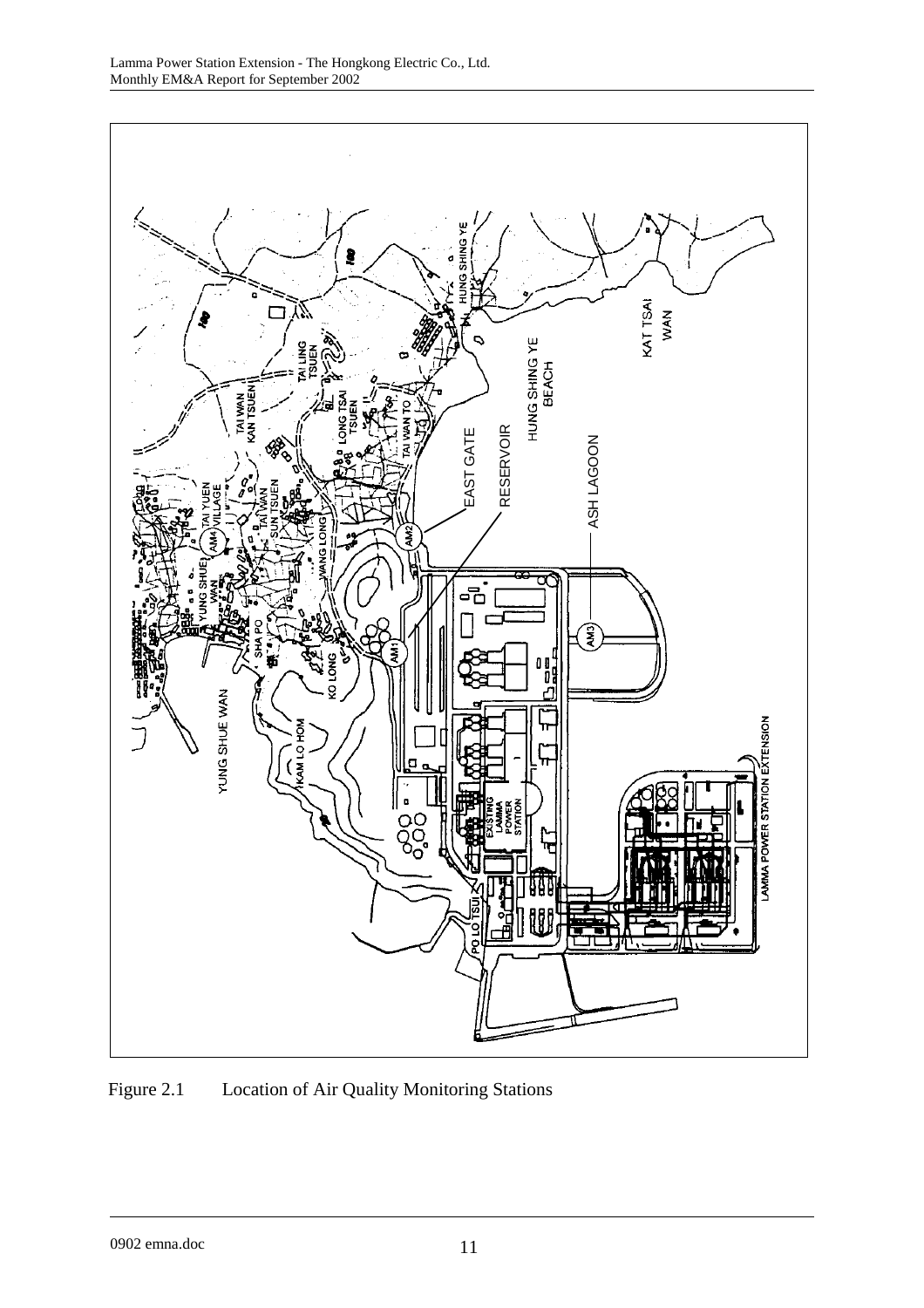Figure 2.1 Location of Air Quality Monitoring Stations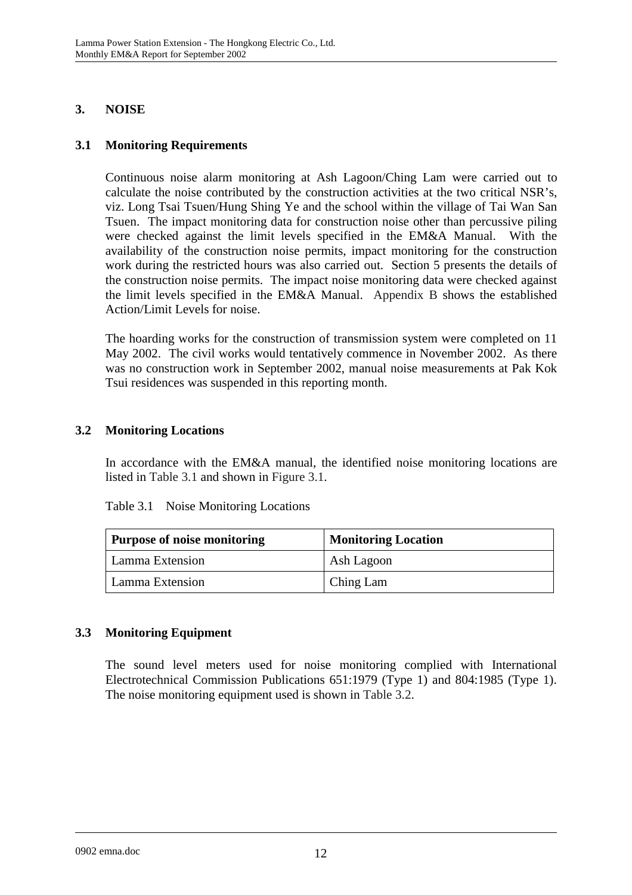# 3. NOISE

## 3.1 Monitoring Requirements

Continuous noise alarm monitoring at Ash Lagoon/Ching Lam were carried out to calculate the noise contributed by the construction activities at the two critical NSR's, viz. Long Tsai Tsuen/Hung Shing Ye and the school within the village of Tai Wan San Tsuen. The impact monitoring data for construction noise other than percussive piling were checked against the limit levels specified in the EM&A Manual. With the availability of the construction noise permits, impact monitoring for the construction work during the restricted hours was also carried out. Section 5 presents the details of the construction noise permits. The impact noise monitoring data were checked against the limit levels specified in the EM&A Manual. Appendix B shows the established Action/Limit Levels for noise.

The hoarding works for the construction of transmission system were completed on 11 May 2002. The civil works would tentatively commence in November 2002. As there was no construction work in September 2002, manual noise measurements at Pak Kok Tsui residences was suspended in this reporting month.

## 3.2 Monitoring Locations

In accordance with the EM&A manual, the identified noise monitoring locations are listed in Table 3.1 and shown in Figure 3.1.

Table 3.1 Noise Monitoring Locations

| Purpose of noise monitoring | Monitoring Location |
|---|---|
| Lamma Extension | Ash Lagoon |
| Lamma Extension | Ching Lam |

## 3.3 Monitoring Equipment

The sound level meters used for noise monitoring complied with International Electrotechnical Commission Publications 651:1979 (Type 1) and 804:1985 (Type 1). The noise monitoring equipment used is shown in Table 3.2.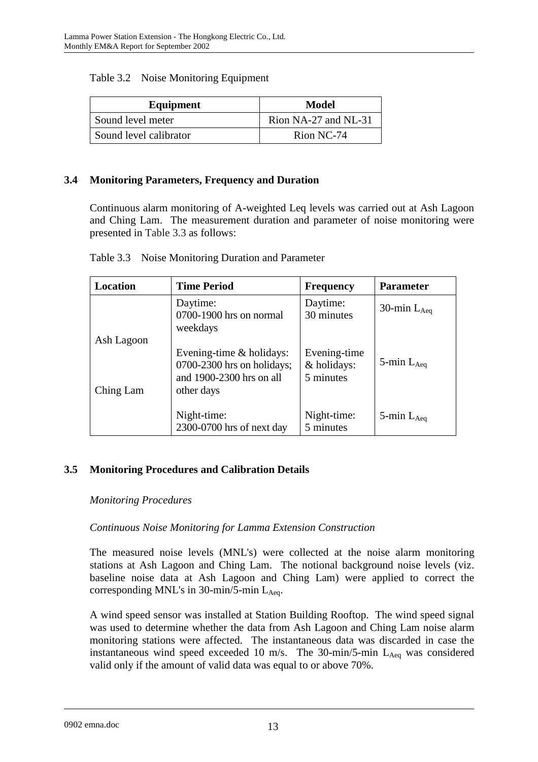Table 3.2 Noise Monitoring Equipment

| Equipment | Model |
|---|---|
| Sound level meter | Rion NA-27 and NL-31 |
| Sound level calibrator | Rion NC-74 |

## 3.4 Monitoring Parameters, Frequency and Duration

Continuous alarm monitoring of A-weighted Leq levels was carried out at Ash Lagoon and Ching Lam. The measurement duration and parameter of noise monitoring were presented in Table 3.3 as follows:

Table 3.3 Noise Monitoring Duration and Parameter

| Location | Time Period | Frequency | Parameter |
|---|---|---|---|
| Ash Lagoon<br><br>Ching Lam | Daytime:<br>0700-1900 hrs on normal weekdays | Daytime:<br>30 minutes | 30-min $L_{Aeq}$ |
| | Evening-time & holidays:<br>0700-2300 hrs on holidays; and 1900-2300 hrs on all other days | Evening-time & holidays:<br>5 minutes | 5-min $L_{Aeq}$ |
| | Night-time:<br>2300-0700 hrs of next day | Night-time:<br>5 minutes | 5-min $L_{Aeq}$ |

## 3.5 Monitoring Procedures and Calibration Details

*Monitoring Procedures*

*Continuous Noise Monitoring for Lamma Extension Construction*

The measured noise levels (MNL's) were collected at the noise alarm monitoring stations at Ash Lagoon and Ching Lam. The notional background noise levels (viz. baseline noise data at Ash Lagoon and Ching Lam) were applied to correct the corresponding MNL's in 30-min/5-min $L_{Aeq}$.

A wind speed sensor was installed at Station Building Rooftop. The wind speed signal was used to determine whether the data from Ash Lagoon and Ching Lam noise alarm monitoring stations were affected. The instantaneous data was discarded in case the instantaneous wind speed exceeded 10 m/s. The 30-min/5-min $L_{Aeq}$ was considered valid only if the amount of valid data was equal to or above 70%.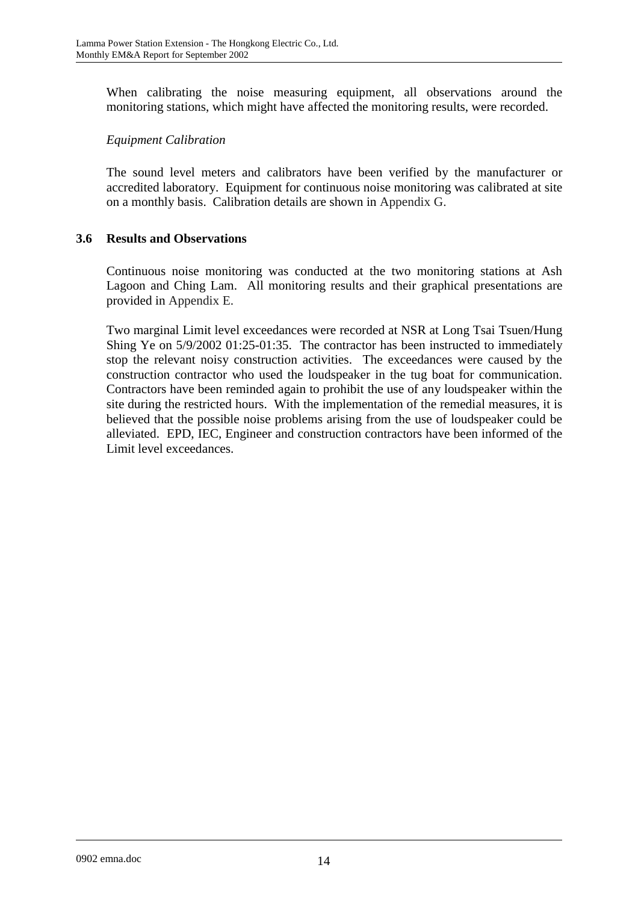When calibrating the noise measuring equipment, all observations around the monitoring stations, which might have affected the monitoring results, were recorded.

*Equipment Calibration*

The sound level meters and calibrators have been verified by the manufacturer or accredited laboratory. Equipment for continuous noise monitoring was calibrated at site on a monthly basis. Calibration details are shown in Appendix G.

### 3.6 Results and Observations

Continuous noise monitoring was conducted at the two monitoring stations at Ash Lagoon and Ching Lam. All monitoring results and their graphical presentations are provided in Appendix E.

Two marginal Limit level exceedances were recorded at NSR at Long Tsai Tsuen/Hung Shing Ye on 5/9/2002 01:25-01:35. The contractor has been instructed to immediately stop the relevant noisy construction activities. The exceedances were caused by the construction contractor who used the loudspeaker in the tug boat for communication. Contractors have been reminded again to prohibit the use of any loudspeaker within the site during the restricted hours. With the implementation of the remedial measures, it is believed that the possible noise problems arising from the use of loudspeaker could be alleviated. EPD, IEC, Engineer and construction contractors have been informed of the Limit level exceedances.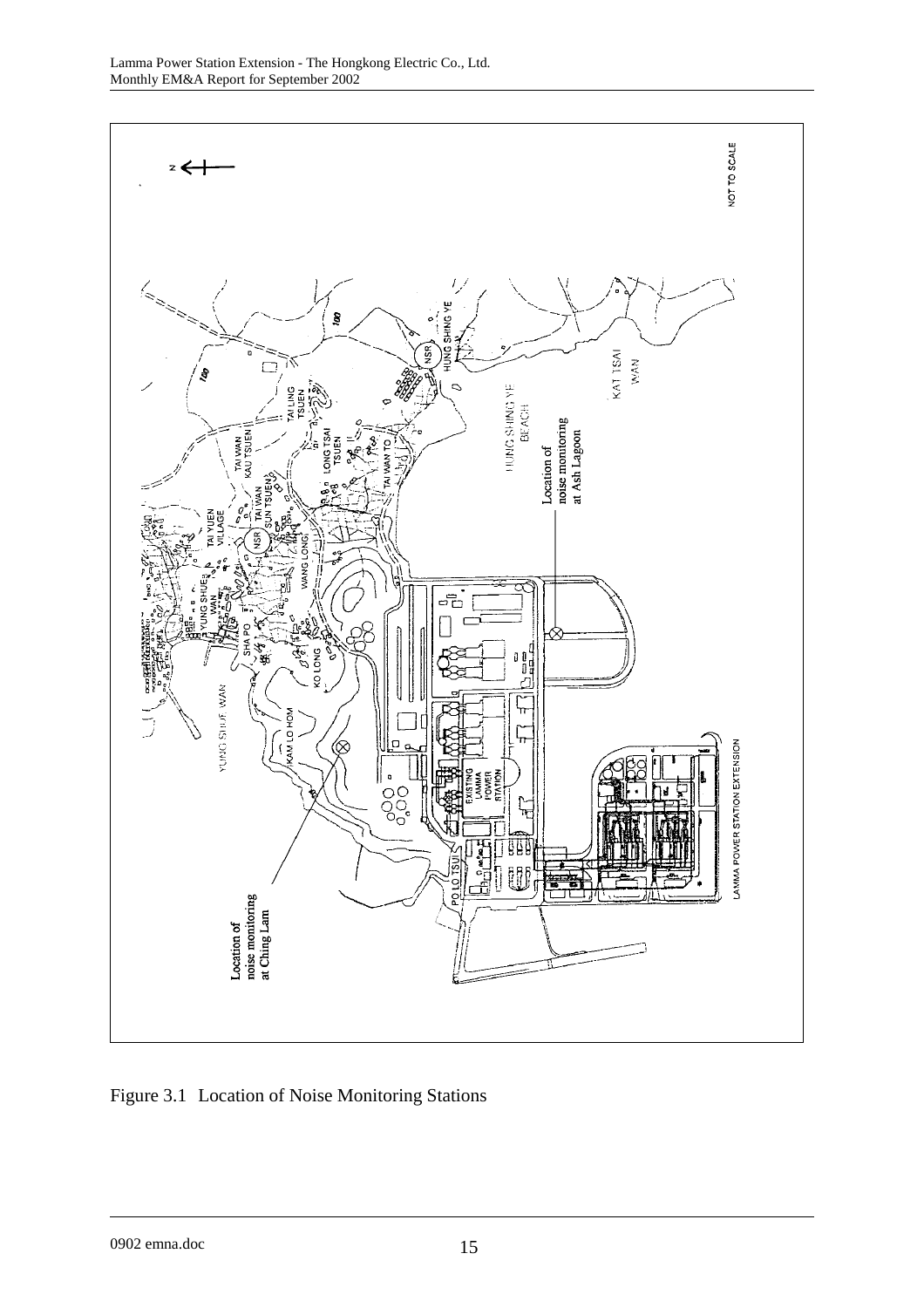Figure 3.1 Location of Noise Monitoring Stations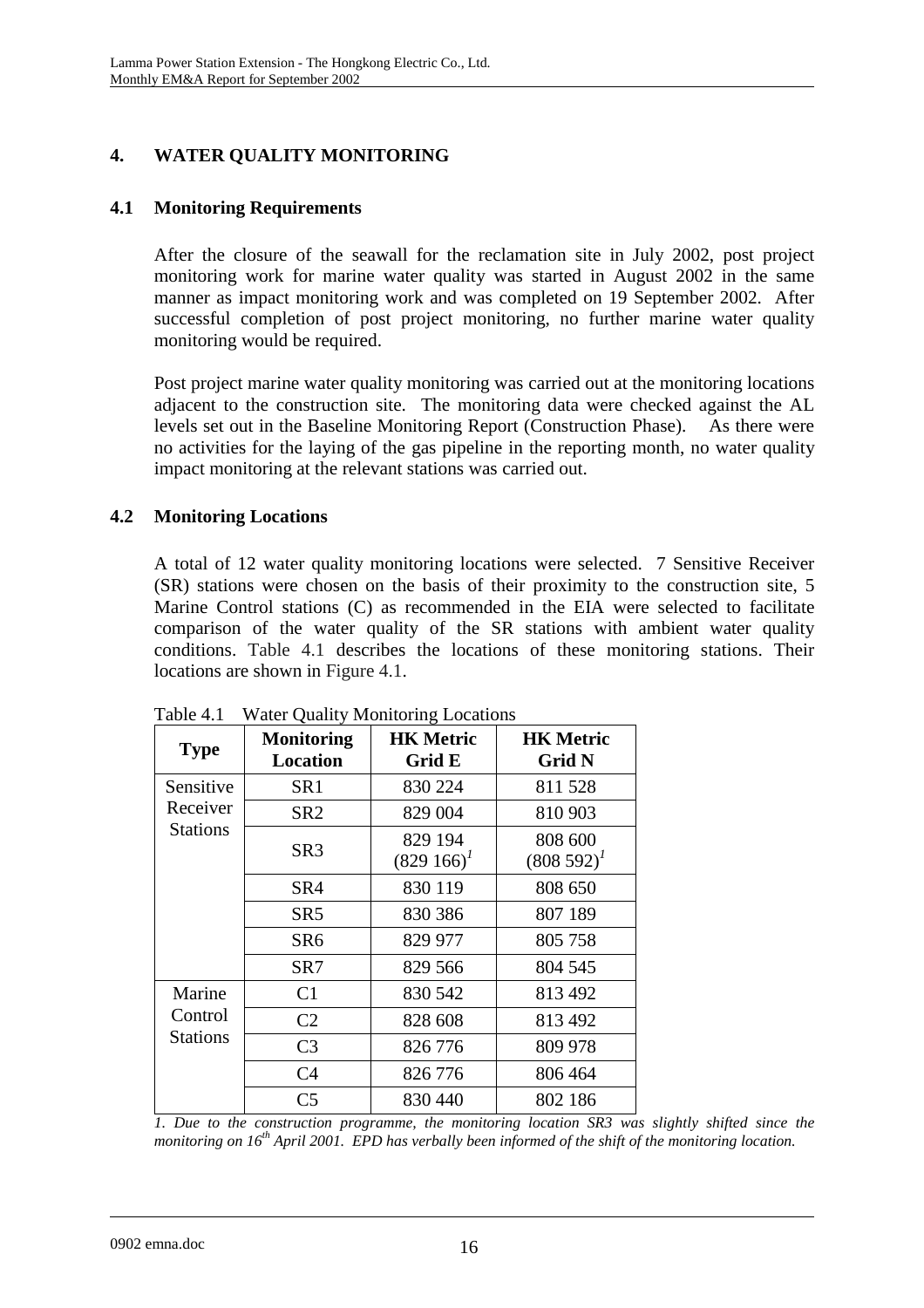# 4. WATER QUALITY MONITORING

## 4.1 Monitoring Requirements

After the closure of the seawall for the reclamation site in July 2002, post project monitoring work for marine water quality was started in August 2002 in the same manner as impact monitoring work and was completed on 19 September 2002. After successful completion of post project monitoring, no further marine water quality monitoring would be required.

Post project marine water quality monitoring was carried out at the monitoring locations adjacent to the construction site. The monitoring data were checked against the AL levels set out in the Baseline Monitoring Report (Construction Phase). As there were no activities for the laying of the gas pipeline in the reporting month, no water quality impact monitoring at the relevant stations was carried out.

## 4.2 Monitoring Locations

A total of 12 water quality monitoring locations were selected. 7 Sensitive Receiver (SR) stations were chosen on the basis of their proximity to the construction site, 5 Marine Control stations (C) as recommended in the EIA were selected to facilitate comparison of the water quality of the SR stations with ambient water quality conditions. Table 4.1 describes the locations of these monitoring stations. Their locations are shown in Figure 4.1.

Table 4.1 Water Quality Monitoring Locations

| Type | Monitoring Location | HK Metric Grid E | HK Metric Grid N |
|---|---|---|---|
| Sensitive Receiver Stations | SR1 | 830 224 | 811 528 |
| | SR2 | 829 004 | 810 903 |
| | SR3 | 829 194 (829 166)[1] | 808 600 (808 592)[1] |
| | SR4 | 830 119 | 808 650 |
| | SR5 | 830 386 | 807 189 |
| | SR6 | 829 977 | 805 758 |
| | SR7 | 829 566 | 804 545 |
| Marine Control Stations | C1 | 830 542 | 813 492 |
| | C2 | 828 608 | 813 492 |
| | C3 | 826 776 | 809 978 |
| | C4 | 826 776 | 806 464 |
| | C5 | 830 440 | 802 186 |

*1. Due to the construction programme, the monitoring location SR3 was slightly shifted since the monitoring on 16th April 2001. EPD has verbally been informed of the shift of the monitoring location.*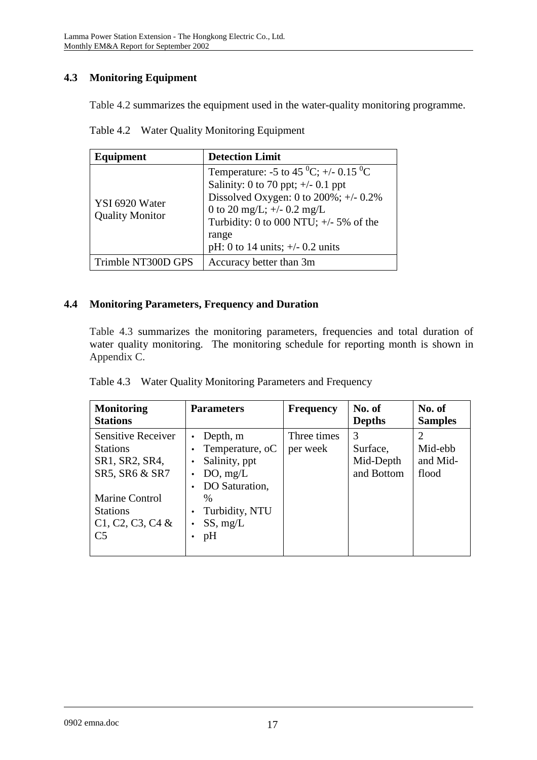## 4.3 Monitoring Equipment

Table 4.2 summarizes the equipment used in the water-quality monitoring programme.

Table 4.2 Water Quality Monitoring Equipment

| Equipment | Detection Limit |
|---|---|
| YSI 6920 Water Quality Monitor | Temperature: -5 to 45 $^{0}$C; +/- 0.15 $^{0}$C<br>Salinity: 0 to 70 ppt; +/- 0.1 ppt<br>Dissolved Oxygen: 0 to 200%; +/- 0.2%<br>0 to 20 mg/L; +/- 0.2 mg/L<br>Turbidity: 0 to 000 NTU; +/- 5% of the range<br>pH: 0 to 14 units; +/- 0.2 units |
| Trimble NT300D GPS | Accuracy better than 3m |

## 4.4 Monitoring Parameters, Frequency and Duration

Table 4.3 summarizes the monitoring parameters, frequencies and total duration of water quality monitoring. The monitoring schedule for reporting month is shown in Appendix C.

Table 4.3 Water Quality Monitoring Parameters and Frequency

| Monitoring Stations | Parameters | Frequency | No. of Depths | No. of Samples |
|---|---|---|---|---|
| Sensitive Receiver Stations SR1, SR2, SR4, SR5, SR6 & SR7<br><br>Marine Control Stations C1, C2, C3, C4 & C5 | • Depth, m<br>• Temperature, oC<br>• Salinity, ppt<br>• DO, mg/L<br>• DO Saturation, %<br>• Turbidity, NTU<br>• SS, mg/L<br>• pH | Three times per week | 3<br>Surface, Mid-Depth and Bottom | 2<br>Mid-ebb and Mid-flood |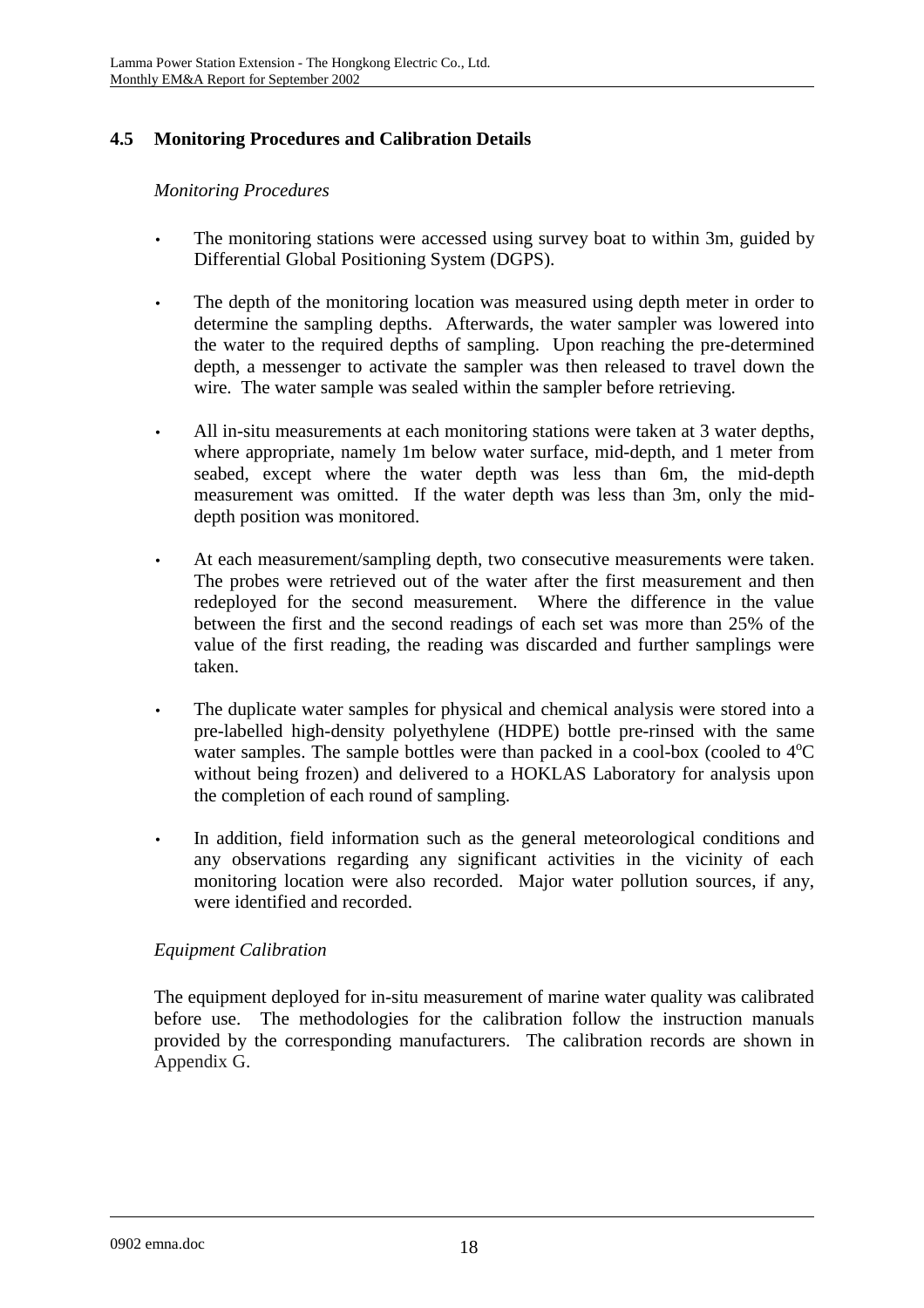## 4.5 Monitoring Procedures and Calibration Details

*Monitoring Procedures*

- The monitoring stations were accessed using survey boat to within 3m, guided by Differential Global Positioning System (DGPS).
- The depth of the monitoring location was measured using depth meter in order to determine the sampling depths. Afterwards, the water sampler was lowered into the water to the required depths of sampling. Upon reaching the pre-determined depth, a messenger to activate the sampler was then released to travel down the wire. The water sample was sealed within the sampler before retrieving.
- All in-situ measurements at each monitoring stations were taken at 3 water depths, where appropriate, namely 1m below water surface, mid-depth, and 1 meter from seabed, except where the water depth was less than 6m, the mid-depth measurement was omitted. If the water depth was less than 3m, only the mid-depth position was monitored.
- At each measurement/sampling depth, two consecutive measurements were taken. The probes were retrieved out of the water after the first measurement and then redeployed for the second measurement. Where the difference in the value between the first and the second readings of each set was more than 25% of the value of the first reading, the reading was discarded and further samplings were taken.
- The duplicate water samples for physical and chemical analysis were stored into a pre-labelled high-density polyethylene (HDPE) bottle pre-rinsed with the same water samples. The sample bottles were than packed in a cool-box (cooled to $4^{o}C$ without being frozen) and delivered to a HOKLAS Laboratory for analysis upon the completion of each round of sampling.
- In addition, field information such as the general meteorological conditions and any observations regarding any significant activities in the vicinity of each monitoring location were also recorded. Major water pollution sources, if any, were identified and recorded.

*Equipment Calibration*

The equipment deployed for in-situ measurement of marine water quality was calibrated before use. The methodologies for the calibration follow the instruction manuals provided by the corresponding manufacturers. The calibration records are shown in Appendix G.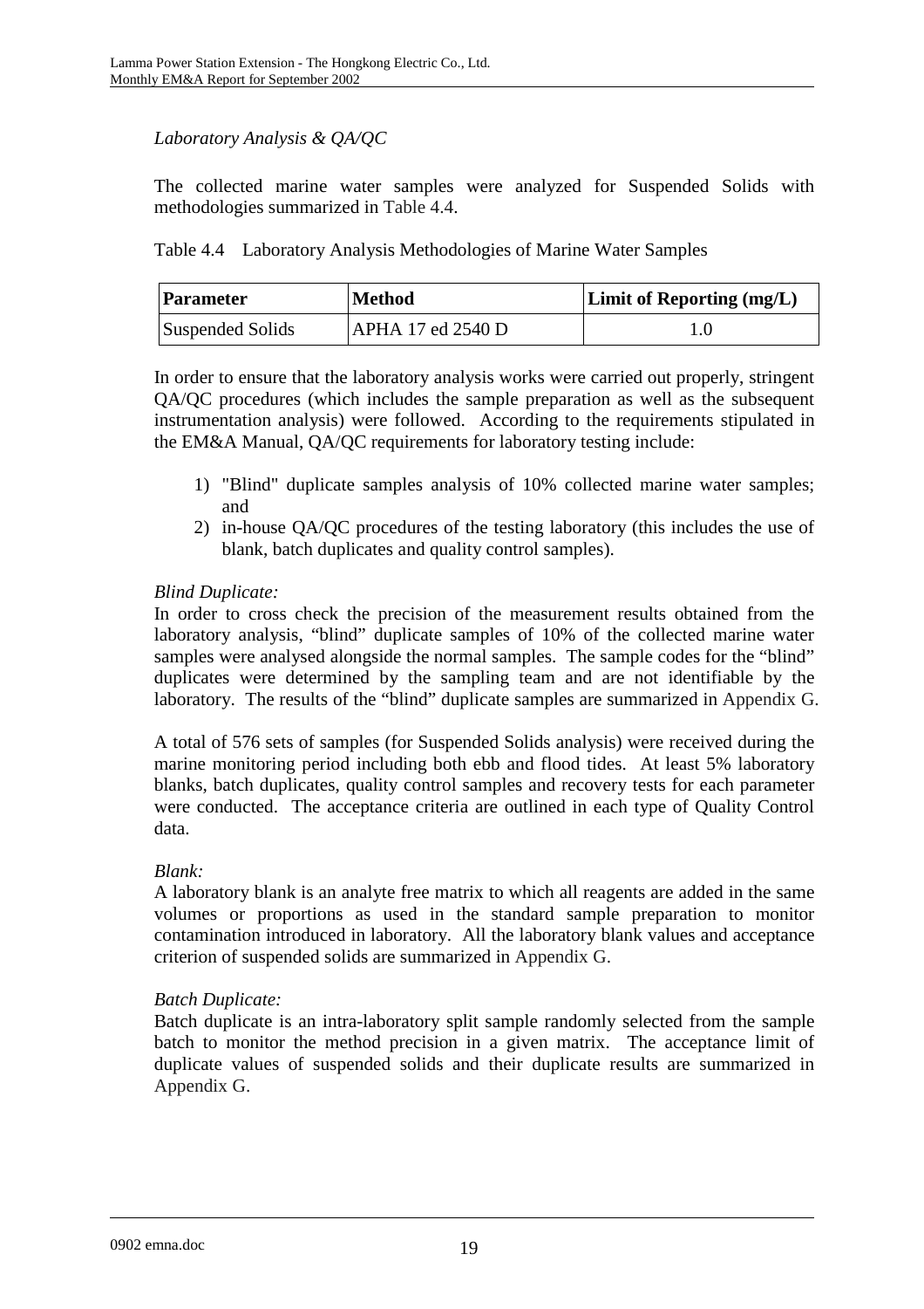*Laboratory Analysis & QA/QC*

The collected marine water samples were analyzed for Suspended Solids with methodologies summarized in Table 4.4.

Table 4.4 Laboratory Analysis Methodologies of Marine Water Samples

| Parameter | Method | Limit of Reporting (mg/L) |
|---|---|---|
| Suspended Solids | APHA 17 ed 2540 D | 1.0 |

In order to ensure that the laboratory analysis works were carried out properly, stringent QA/QC procedures (which includes the sample preparation as well as the subsequent instrumentation analysis) were followed. According to the requirements stipulated in the EM&A Manual, QA/QC requirements for laboratory testing include:

1) "Blind" duplicate samples analysis of 10% collected marine water samples; and
2) in-house QA/QC procedures of the testing laboratory (this includes the use of blank, batch duplicates and quality control samples).

*Blind Duplicate:*
In order to cross check the precision of the measurement results obtained from the laboratory analysis, "blind" duplicate samples of 10% of the collected marine water samples were analysed alongside the normal samples. The sample codes for the "blind" duplicates were determined by the sampling team and are not identifiable by the laboratory. The results of the "blind" duplicate samples are summarized in Appendix G.

A total of 576 sets of samples (for Suspended Solids analysis) were received during the marine monitoring period including both ebb and flood tides. At least 5% laboratory blanks, batch duplicates, quality control samples and recovery tests for each parameter were conducted. The acceptance criteria are outlined in each type of Quality Control data.

*Blank:*
A laboratory blank is an analyte free matrix to which all reagents are added in the same volumes or proportions as used in the standard sample preparation to monitor contamination introduced in laboratory. All the laboratory blank values and acceptance criterion of suspended solids are summarized in Appendix G.

*Batch Duplicate:*
Batch duplicate is an intra-laboratory split sample randomly selected from the sample batch to monitor the method precision in a given matrix. The acceptance limit of duplicate values of suspended solids and their duplicate results are summarized in Appendix G.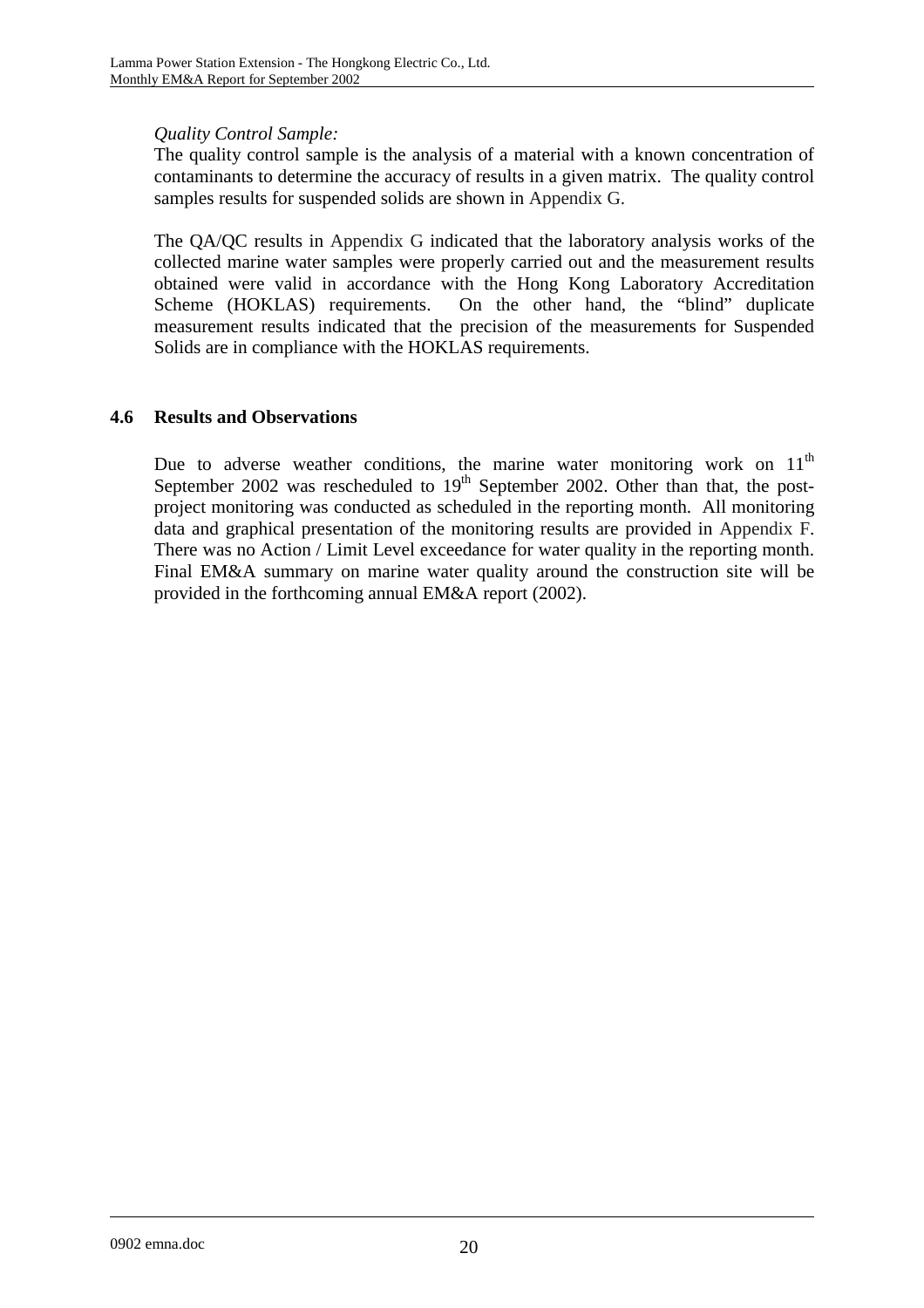*Quality Control Sample:*

The quality control sample is the analysis of a material with a known concentration of contaminants to determine the accuracy of results in a given matrix. The quality control samples results for suspended solids are shown in Appendix G.

The QA/QC results in Appendix G indicated that the laboratory analysis works of the collected marine water samples were properly carried out and the measurement results obtained were valid in accordance with the Hong Kong Laboratory Accreditation Scheme (HOKLAS) requirements. On the other hand, the "blind" duplicate measurement results indicated that the precision of the measurements for Suspended Solids are in compliance with the HOKLAS requirements.

## 4.6 Results and Observations

Due to adverse weather conditions, the marine water monitoring work on 11th September 2002 was rescheduled to 19th September 2002. Other than that, the post-project monitoring was conducted as scheduled in the reporting month. All monitoring data and graphical presentation of the monitoring results are provided in Appendix F. There was no Action / Limit Level exceedance for water quality in the reporting month. Final EM&A summary on marine water quality around the construction site will be provided in the forthcoming annual EM&A report (2002).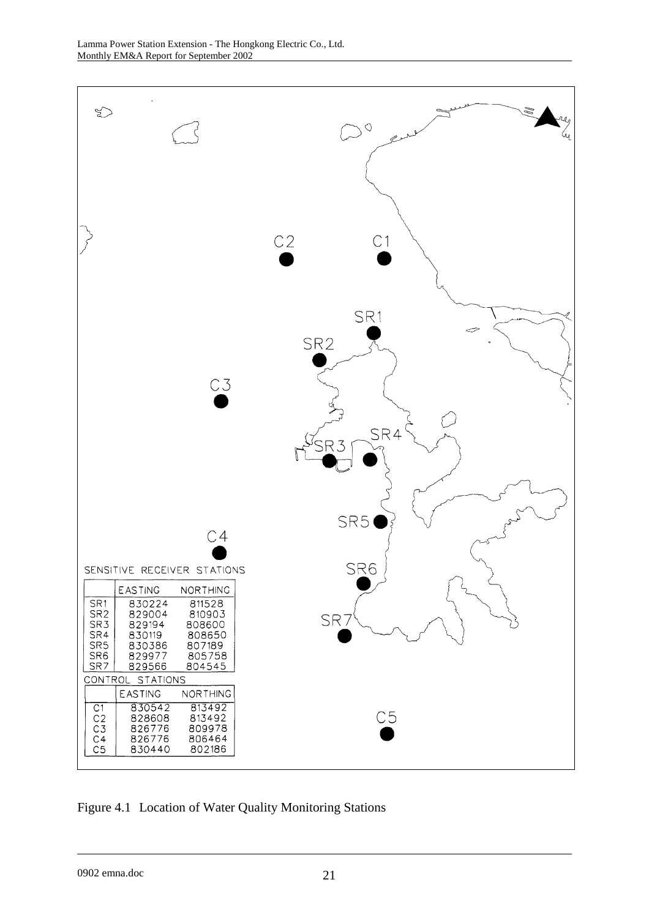SENSITIVE RECEIVER STATIONS

| | EASTING | NORTHING |
|---|---|---|
| SR1 | 830224 | 811528 |
| SR2 | 829004 | 810903 |
| SR3 | 829194 | 808600 |
| SR4 | 830119 | 808650 |
| SR5 | 830386 | 807189 |
| SR6 | 829977 | 805758 |
| SR7 | 829566 | 804545 |

CONTROL STATIONS

| | EASTING | NORTHING |
|---|---|---|
| C1 | 830542 | 813492 |
| C2 | 828608 | 813492 |
| C3 | 826776 | 809978 |
| C4 | 826776 | 806464 |
| C5 | 830440 | 802186 |

Figure 4.1 Location of Water Quality Monitoring Stations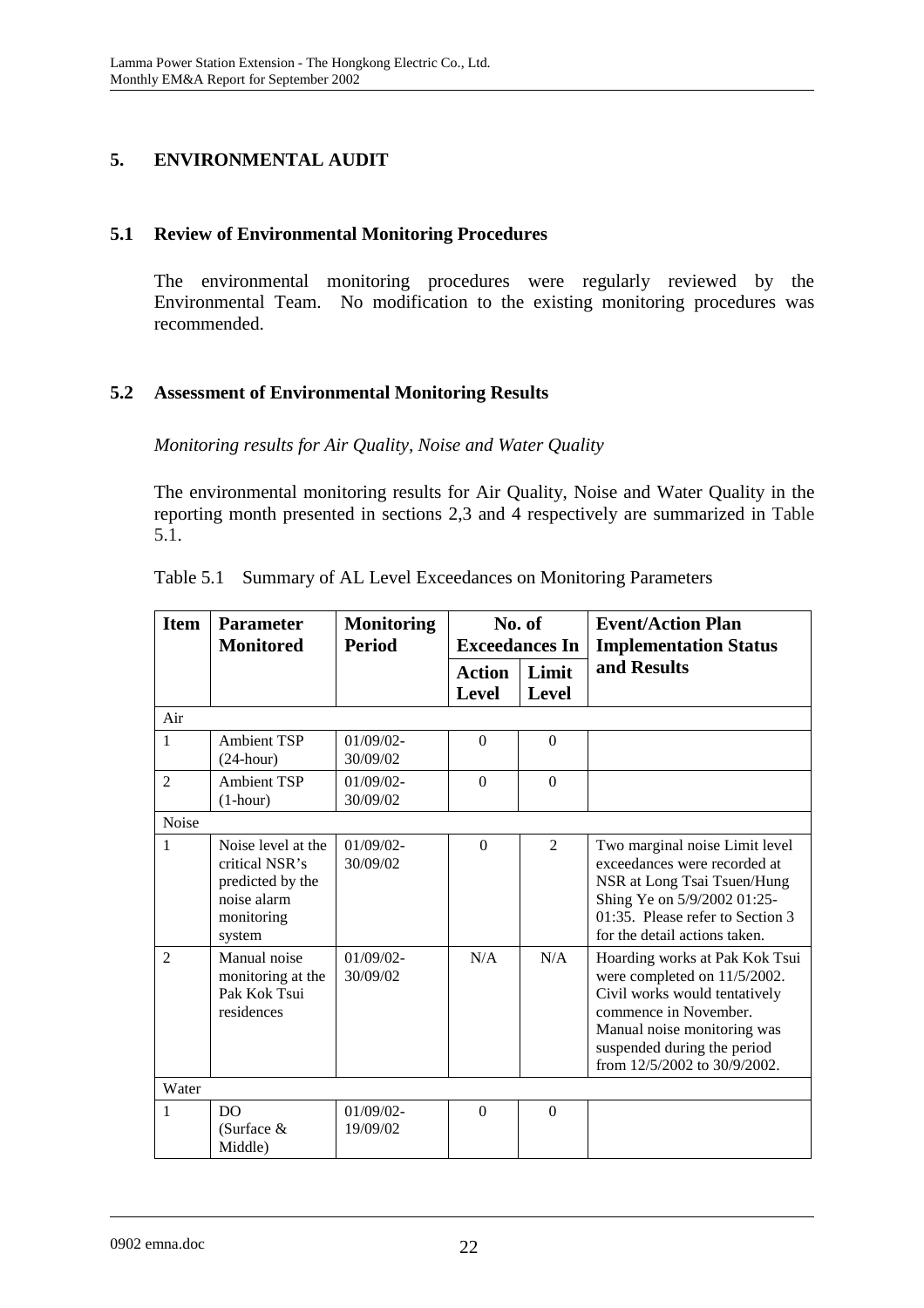## 5. ENVIRONMENTAL AUDIT

### 5.1 Review of Environmental Monitoring Procedures

The environmental monitoring procedures were regularly reviewed by the Environmental Team. No modification to the existing monitoring procedures was recommended.

### 5.2 Assessment of Environmental Monitoring Results

*Monitoring results for Air Quality, Noise and Water Quality*

The environmental monitoring results for Air Quality, Noise and Water Quality in the reporting month presented in sections 2,3 and 4 respectively are summarized in Table 5.1.

Table 5.1 Summary of AL Level Exceedances on Monitoring Parameters

| Item | Parameter Monitored | Monitoring Period | No. of Exceedances In | | Event/Action Plan Implementation Status and Results |
|---|---|---|---|---|---|
| | | | Action Level | Limit Level | |
| Air | | | | | |
| 1 | Ambient TSP (24-hour) | 01/09/02-30/09/02 | 0 | 0 | |
| 2 | Ambient TSP (1-hour) | 01/09/02-30/09/02 | 0 | 0 | |
| Noise | | | | | |
| 1 | Noise level at the critical NSR's predicted by the noise alarm monitoring system | 01/09/02-30/09/02 | 0 | 2 | Two marginal noise Limit level exceedances were recorded at NSR at Long Tsai Tsuen/Hung Shing Ye on 5/9/2002 01:25-01:35. Please refer to Section 3 for the detail actions taken. |
| 2 | Manual noise monitoring at the Pak Kok Tsui residences | 01/09/02-30/09/02 | N/A | N/A | Hoarding works at Pak Kok Tsui were completed on 11/5/2002. Civil works would tentatively commence in November. Manual noise monitoring was suspended during the period from 12/5/2002 to 30/9/2002. |
| Water | | | | | |
| 1 | DO (Surface & Middle) | 01/09/02-19/09/02 | 0 | 0 | |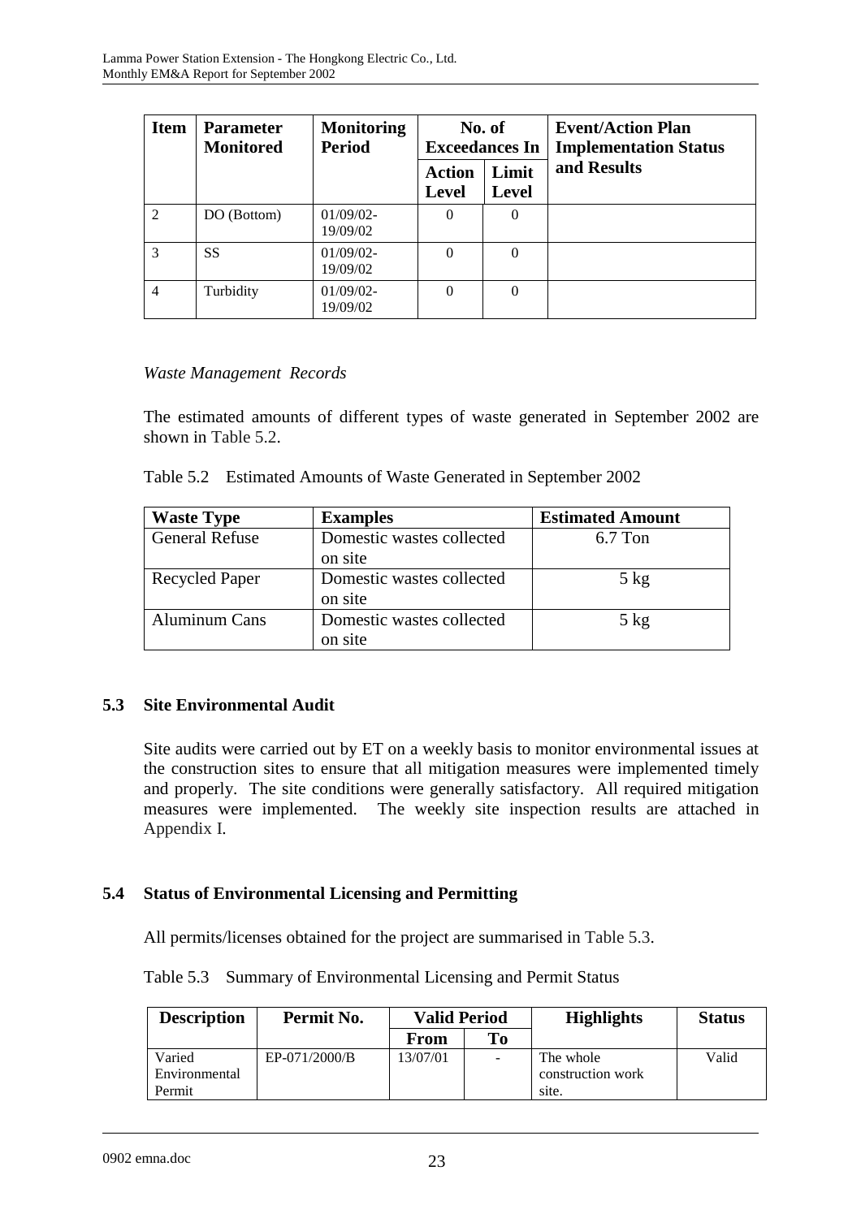| Item | Parameter Monitored | Monitoring Period | No. of Exceedances In | | Event/Action Plan Implementation Status and Results |
|---|---|---|---|---|---|
| | | | Action Level | Limit Level | |
| 2 | DO (Bottom) | 01/09/02-19/09/02 | 0 | 0 | |
| 3 | SS | 01/09/02-19/09/02 | 0 | 0 | |
| 4 | Turbidity | 01/09/02-19/09/02 | 0 | 0 | |

*Waste Management Records*

The estimated amounts of different types of waste generated in September 2002 are shown in Table 5.2.

Table 5.2 Estimated Amounts of Waste Generated in September 2002

| Waste Type | Examples | Estimated Amount |
|---|---|---|
| General Refuse | Domestic wastes collected on site | 6.7 Ton |
| Recycled Paper | Domestic wastes collected on site | 5 kg |
| Aluminum Cans | Domestic wastes collected on site | 5 kg |

## 5.3 Site Environmental Audit

Site audits were carried out by ET on a weekly basis to monitor environmental issues at the construction sites to ensure that all mitigation measures were implemented timely and properly. The site conditions were generally satisfactory. All required mitigation measures were implemented. The weekly site inspection results are attached in Appendix I.

## 5.4 Status of Environmental Licensing and Permitting

All permits/licenses obtained for the project are summarised in Table 5.3.

Table 5.3 Summary of Environmental Licensing and Permit Status

| Description | Permit No. | Valid Period | | Highlights | Status |
|---|---|---|---|---|---|
| | | From | To | | |
| Varied Environmental Permit | EP-071/2000/B | 13/07/01 | - | The whole construction work site. | Valid |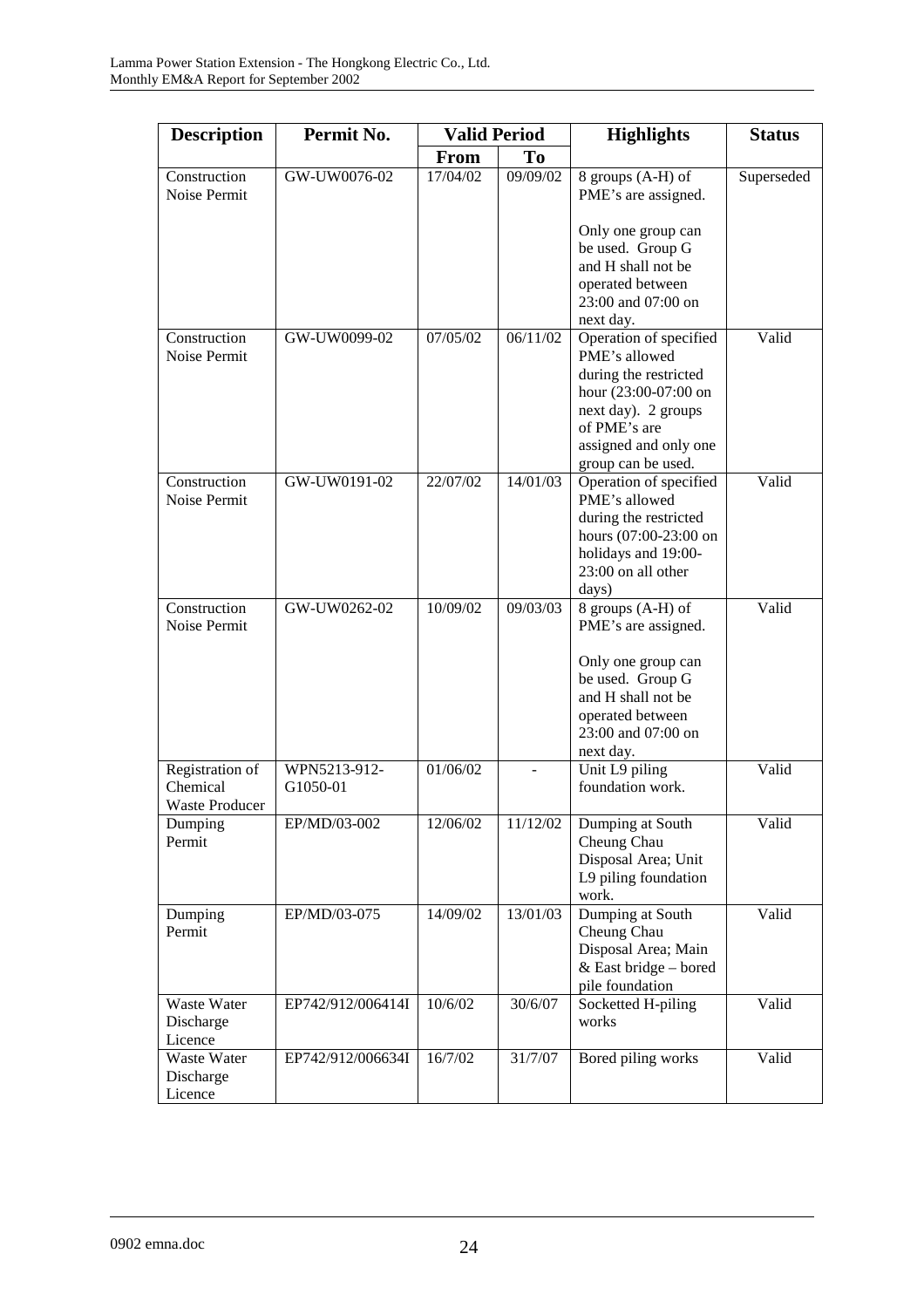| Description | Permit No. | Valid Period | | Highlights | Status |
|---|---|---|---|---|---|
| | | From | To | | |
| Construction Noise Permit | GW-UW0076-02 | 17/04/02 | 09/09/02 | 8 groups (A-H) of PME's are assigned.<br><br>Only one group can be used. Group G and H shall not be operated between 23:00 and 07:00 on next day. | Superseded |
| Construction Noise Permit | GW-UW0099-02 | 07/05/02 | 06/11/02 | Operation of specified PME's allowed during the restricted hour (23:00-07:00 on next day). 2 groups of PME's are assigned and only one group can be used. | Valid |
| Construction Noise Permit | GW-UW0191-02 | 22/07/02 | 14/01/03 | Operation of specified PME's allowed during the restricted hours (07:00-23:00 on holidays and 19:00-23:00 on all other days) | Valid |
| Construction Noise Permit | GW-UW0262-02 | 10/09/02 | 09/03/03 | 8 groups (A-H) of PME's are assigned.<br><br>Only one group can be used. Group G and H shall not be operated between 23:00 and 07:00 on next day. | Valid |
| Registration of Chemical Waste Producer | WPN5213-912-G1050-01 | 01/06/02 | - | Unit L9 piling foundation work. | Valid |
| Dumping Permit | EP/MD/03-002 | 12/06/02 | 11/12/02 | Dumping at South Cheung Chau Disposal Area; Unit L9 piling foundation work. | Valid |
| Dumping Permit | EP/MD/03-075 | 14/09/02 | 13/01/03 | Dumping at South Cheung Chau Disposal Area; Main & East bridge – bored pile foundation | Valid |
| Waste Water Discharge Licence | EP742/912/006414I | 10/6/02 | 30/6/07 | Socketted H-piling works | Valid |
| Waste Water Discharge Licence | EP742/912/006634I | 16/7/02 | 31/7/07 | Bored piling works | Valid |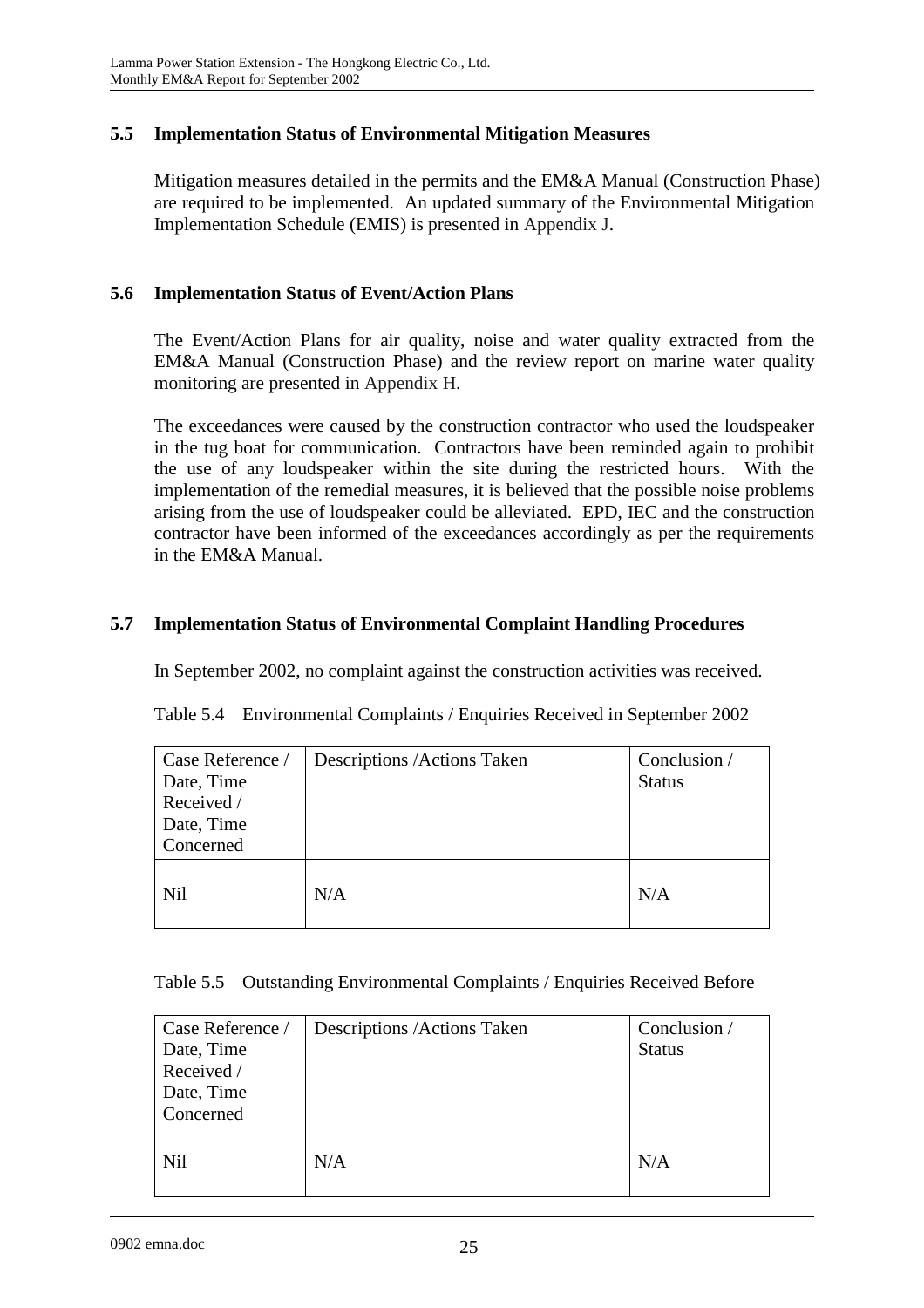## 5.5 Implementation Status of Environmental Mitigation Measures

Mitigation measures detailed in the permits and the EM&A Manual (Construction Phase) are required to be implemented. An updated summary of the Environmental Mitigation Implementation Schedule (EMIS) is presented in Appendix J.

## 5.6 Implementation Status of Event/Action Plans

The Event/Action Plans for air quality, noise and water quality extracted from the EM&A Manual (Construction Phase) and the review report on marine water quality monitoring are presented in Appendix H.

The exceedances were caused by the construction contractor who used the loudspeaker in the tug boat for communication. Contractors have been reminded again to prohibit the use of any loudspeaker within the site during the restricted hours. With the implementation of the remedial measures, it is believed that the possible noise problems arising from the use of loudspeaker could be alleviated. EPD, IEC and the construction contractor have been informed of the exceedances accordingly as per the requirements in the EM&A Manual.

## 5.7 Implementation Status of Environmental Complaint Handling Procedures

In September 2002, no complaint against the construction activities was received.

Table 5.4 Environmental Complaints / Enquiries Received in September 2002

| Case Reference / Date, Time Received / Date, Time Concerned | Descriptions /Actions Taken | Conclusion / Status |
|---|---|---|
| Nil | N/A | N/A |

Table 5.5 Outstanding Environmental Complaints / Enquiries Received Before

| Case Reference / Date, Time Received / Date, Time Concerned | Descriptions /Actions Taken | Conclusion / Status |
|---|---|---|
| Nil | N/A | N/A |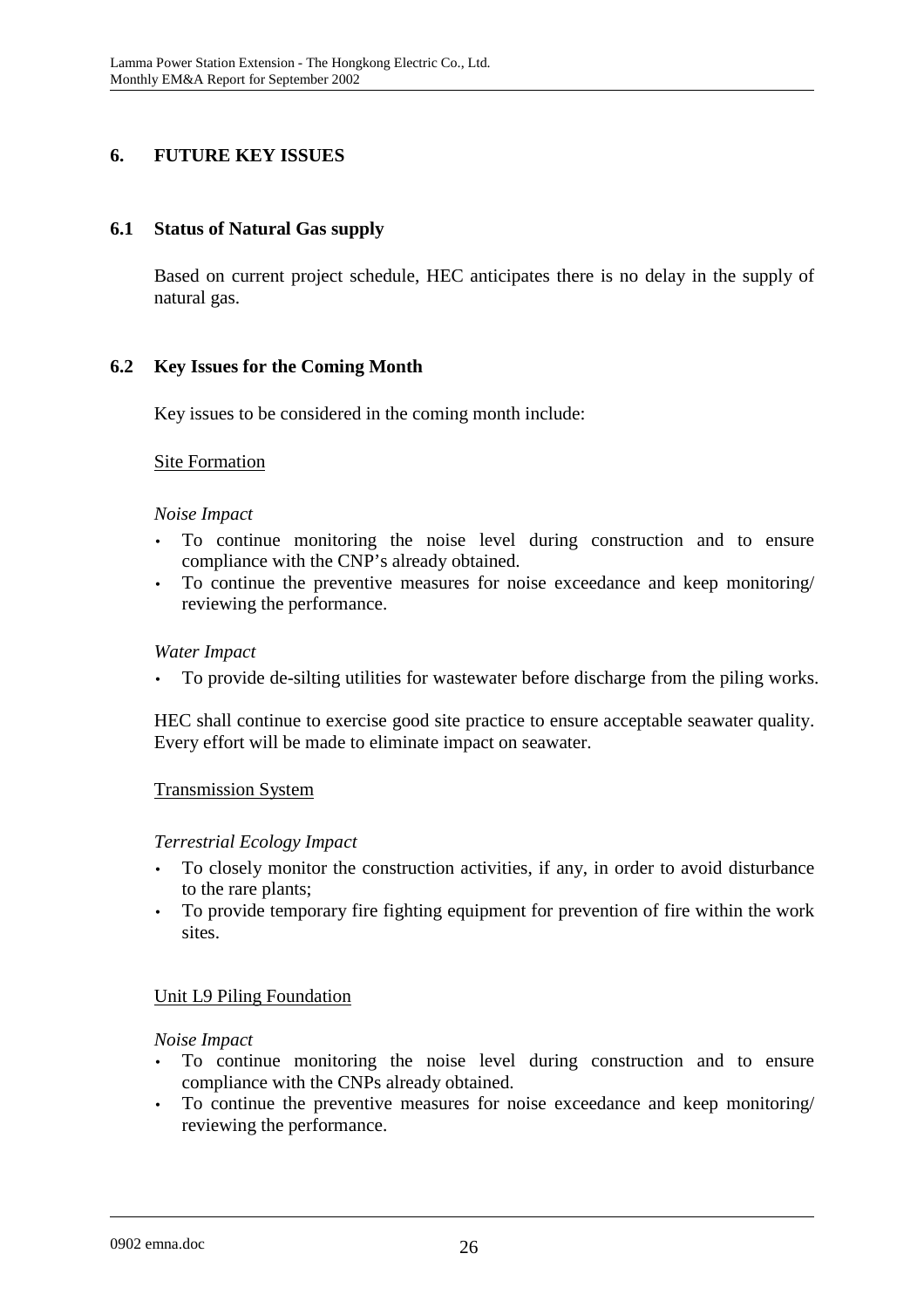## 6. FUTURE KEY ISSUES

### 6.1 Status of Natural Gas supply

Based on current project schedule, HEC anticipates there is no delay in the supply of natural gas.

### 6.2 Key Issues for the Coming Month

Key issues to be considered in the coming month include:

Site Formation

*Noise Impact*

- To continue monitoring the noise level during construction and to ensure compliance with the CNP's already obtained.
- To continue the preventive measures for noise exceedance and keep monitoring/ reviewing the performance.

*Water Impact*

- To provide de-silting utilities for wastewater before discharge from the piling works.

HEC shall continue to exercise good site practice to ensure acceptable seawater quality. Every effort will be made to eliminate impact on seawater.

Transmission System

*Terrestrial Ecology Impact*

- To closely monitor the construction activities, if any, in order to avoid disturbance to the rare plants;
- To provide temporary fire fighting equipment for prevention of fire within the work sites.

Unit L9 Piling Foundation

*Noise Impact*

- To continue monitoring the noise level during construction and to ensure compliance with the CNPs already obtained.
- To continue the preventive measures for noise exceedance and keep monitoring/ reviewing the performance.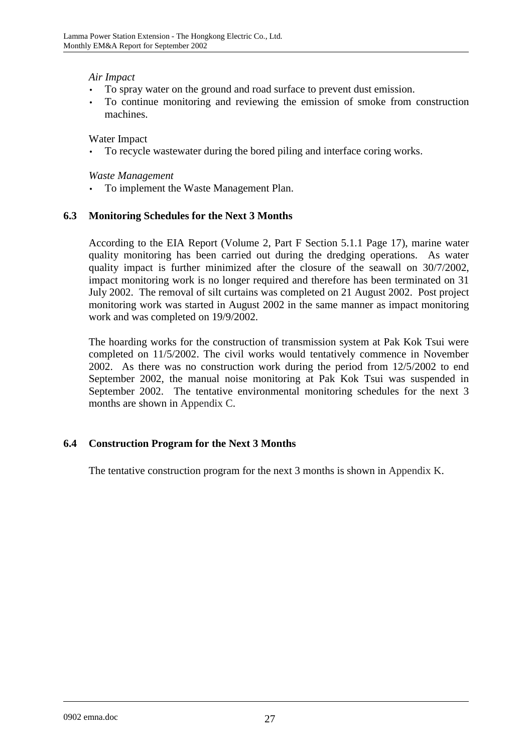*Air Impact*

- To spray water on the ground and road surface to prevent dust emission.
- To continue monitoring and reviewing the emission of smoke from construction machines.

Water Impact

- To recycle wastewater during the bored piling and interface coring works.

*Waste Management*

- To implement the Waste Management Plan.

### 6.3 Monitoring Schedules for the Next 3 Months

According to the EIA Report (Volume 2, Part F Section 5.1.1 Page 17), marine water quality monitoring has been carried out during the dredging operations. As water quality impact is further minimized after the closure of the seawall on 30/7/2002, impact monitoring work is no longer required and therefore has been terminated on 31 July 2002. The removal of silt curtains was completed on 21 August 2002. Post project monitoring work was started in August 2002 in the same manner as impact monitoring work and was completed on 19/9/2002.

The hoarding works for the construction of transmission system at Pak Kok Tsui were completed on 11/5/2002. The civil works would tentatively commence in November 2002. As there was no construction work during the period from 12/5/2002 to end September 2002, the manual noise monitoring at Pak Kok Tsui was suspended in September 2002. The tentative environmental monitoring schedules for the next 3 months are shown in Appendix C.

### 6.4 Construction Program for the Next 3 Months

The tentative construction program for the next 3 months is shown in Appendix K.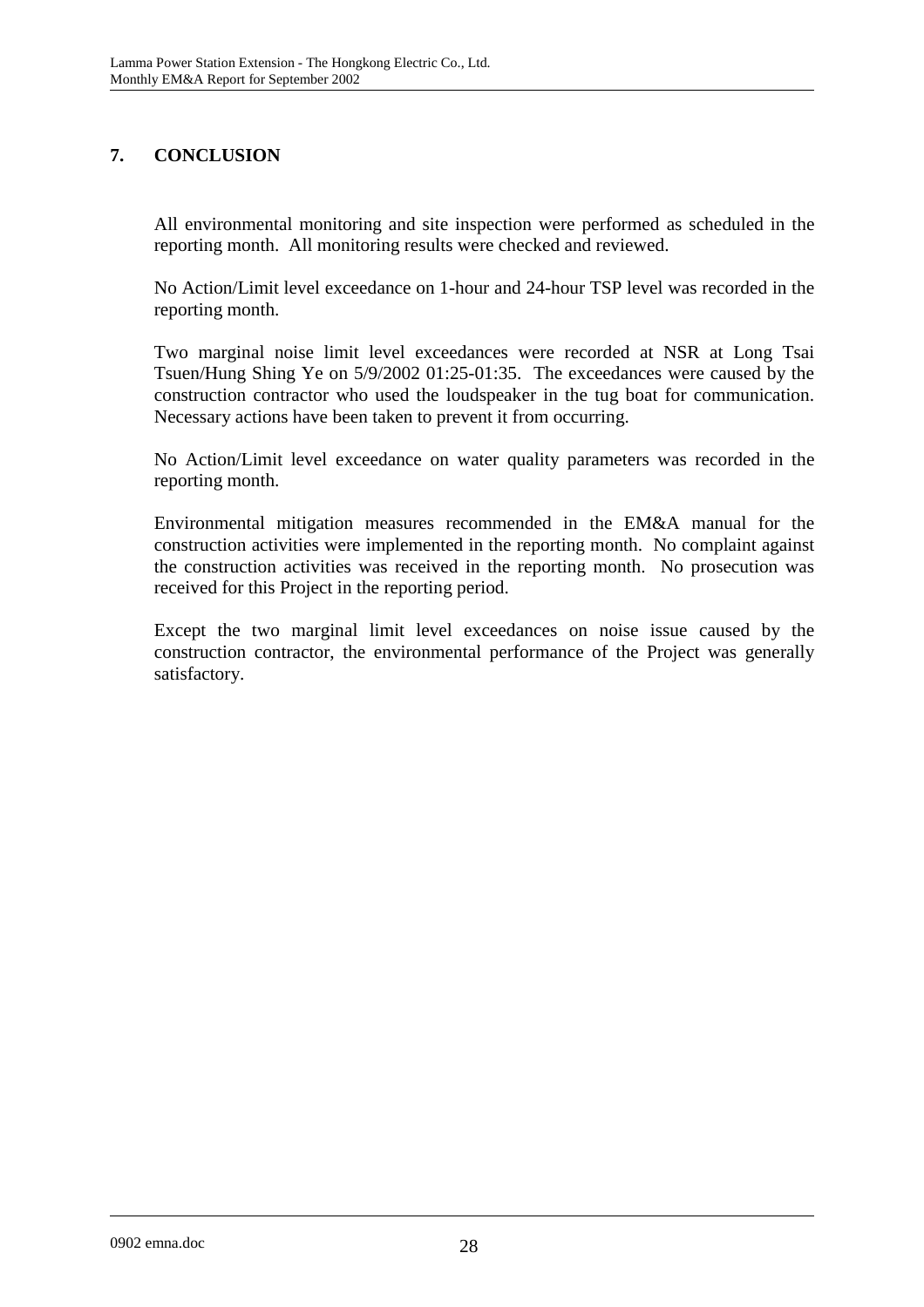## 7. CONCLUSION

All environmental monitoring and site inspection were performed as scheduled in the reporting month. All monitoring results were checked and reviewed.

No Action/Limit level exceedance on 1-hour and 24-hour TSP level was recorded in the reporting month.

Two marginal noise limit level exceedances were recorded at NSR at Long Tsai Tsuen/Hung Shing Ye on 5/9/2002 01:25-01:35. The exceedances were caused by the construction contractor who used the loudspeaker in the tug boat for communication. Necessary actions have been taken to prevent it from occurring.

No Action/Limit level exceedance on water quality parameters was recorded in the reporting month.

Environmental mitigation measures recommended in the EM&A manual for the construction activities were implemented in the reporting month. No complaint against the construction activities was received in the reporting month. No prosecution was received for this Project in the reporting period.

Except the two marginal limit level exceedances on noise issue caused by the construction contractor, the environmental performance of the Project was generally satisfactory.